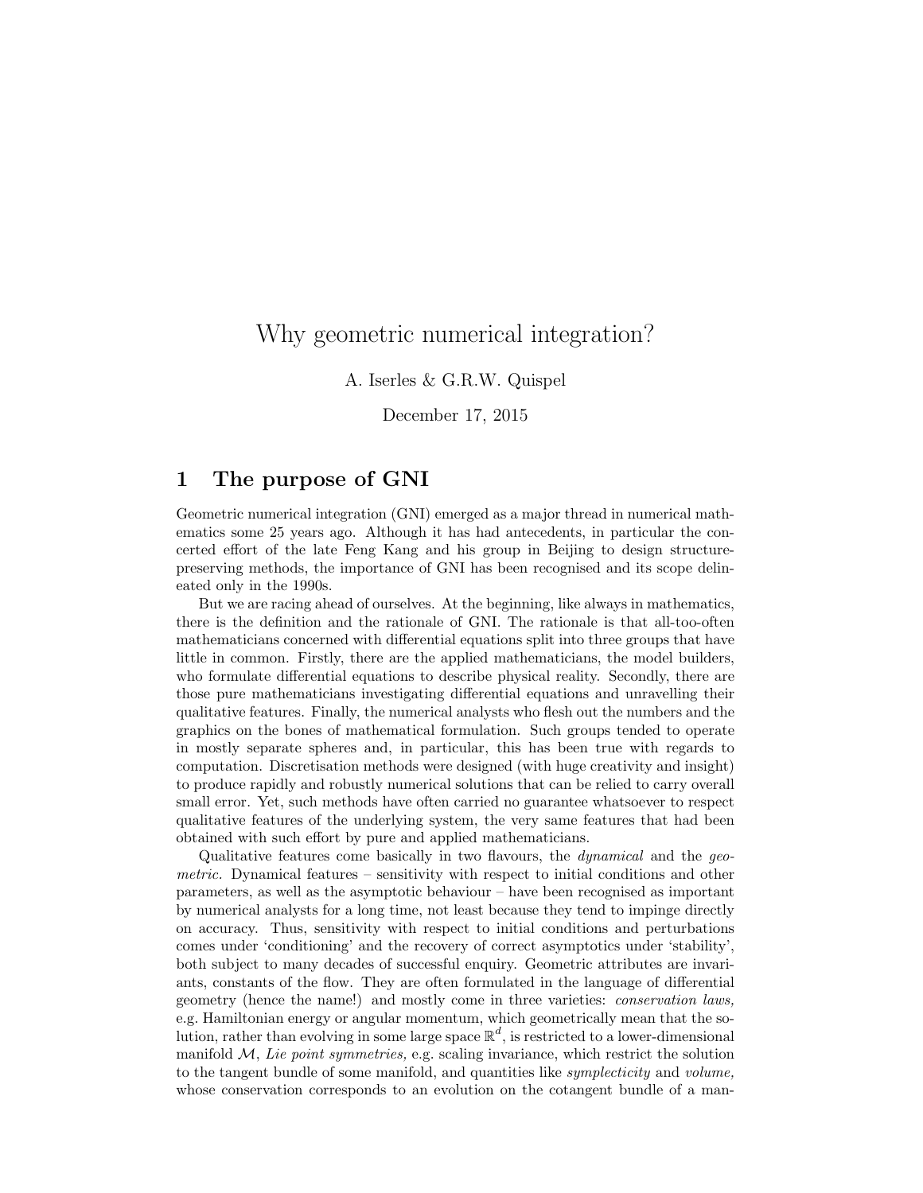# Why geometric numerical integration?

A. Iserles & G.R.W. Quispel

December 17, 2015

## 1 The purpose of GNI

Geometric numerical integration (GNI) emerged as a major thread in numerical mathematics some 25 years ago. Although it has had antecedents, in particular the concerted effort of the late Feng Kang and his group in Beijing to design structure-preserving methods, the importance of GNI has been recognised and its scope delineated only in the 1990s.

But we are racing ahead of ourselves. At the beginning, like always in mathematics, there is the definition and the rationale of GNI. The rationale is that all-too-often mathematicians concerned with differential equations split into three groups that have little in common. Firstly, there are the applied mathematicians, the model builders, who formulate differential equations to describe physical reality. Secondly, there are those pure mathematicians investigating differential equations and unravelling their qualitative features. Finally, the numerical analysts who flesh out the numbers and the graphics on the bones of mathematical formulation. Such groups tended to operate in mostly separate spheres and, in particular, this has been true with regards to computation. Discretisation methods were designed (with huge creativity and insight) to produce rapidly and robustly numerical solutions that can be relied to carry overall small error. Yet, such methods have often carried no guarantee whatsoever to respect qualitative features of the underlying system, the very same features that had been obtained with such effort by pure and applied mathematicians.

Qualitative features come basically in two flavours, the *dynamical* and the *geometric*. Dynamical features – sensitivity with respect to initial conditions and other parameters, as well as the asymptotic behaviour – have been recognised as important by numerical analysts for a long time, not least because they tend to impinge directly on accuracy. Thus, sensitivity with respect to initial conditions and perturbations comes under 'conditioning' and the recovery of correct asymptotics under 'stability', both subject to many decades of successful enquiry. Geometric attributes are invariants, constants of the flow. They are often formulated in the language of differential geometry (hence the name!) and mostly come in three varieties: *conservation laws,* e.g. Hamiltonian energy or angular momentum, which geometrically mean that the solution, rather than evolving in some large space $\mathbb{R}^d$, is restricted to a lower-dimensional manifold $\mathcal{M}$, *Lie point symmetries,* e.g. scaling invariance, which restrict the solution to the tangent bundle of some manifold, and quantities like *symplecticity* and *volume,* whose conservation corresponds to an evolution on the cotangent bundle of a man-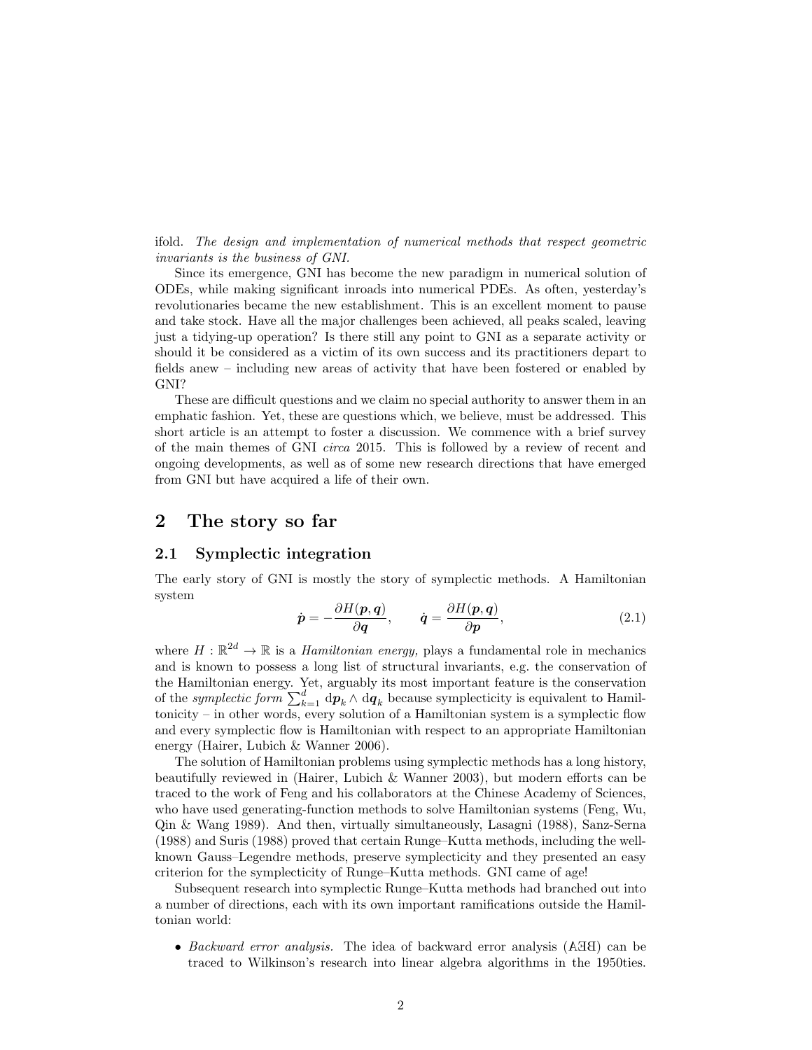ifold. *The design and implementation of numerical methods that respect geometric invariants is the business of GNI.*

Since its emergence, GNI has become the new paradigm in numerical solution of ODEs, while making significant inroads into numerical PDEs. As often, yesterday's revolutionaries became the new establishment. This is an excellent moment to pause and take stock. Have all the major challenges been achieved, all peaks scaled, leaving just a tidying-up operation? Is there still any point to GNI as a separate activity or should it be considered as a victim of its own success and its practitioners depart to fields anew – including new areas of activity that have been fostered or enabled by GNI?

These are difficult questions and we claim no special authority to answer them in an emphatic fashion. Yet, these are questions which, we believe, must be addressed. This short article is an attempt to foster a discussion. We commence with a brief survey of the main themes of GNI *circa* 2015. This is followed by a review of recent and ongoing developments, as well as of some new research directions that have emerged from GNI but have acquired a life of their own.

## 2 The story so far

### 2.1 Symplectic integration

The early story of GNI is mostly the story of symplectic methods. A Hamiltonian system

$$\dot{\boldsymbol{p}} = -\frac{\partial H(\boldsymbol{p}, \boldsymbol{q})}{\partial \boldsymbol{q}}, \qquad \dot{\boldsymbol{q}} = \frac{\partial H(\boldsymbol{p}, \boldsymbol{q})}{\partial \boldsymbol{p}}, \tag{2.1}$$

where $H : \mathbb{R}^{2d} \to \mathbb{R}$ is a *Hamiltonian energy,* plays a fundamental role in mechanics and is known to possess a long list of structural invariants, e.g. the conservation of the Hamiltonian energy. Yet, arguably its most important feature is the conservation of the *symplectic form* $\sum_{k=1}^{d} \mathrm{d}\boldsymbol{p}_k \wedge \mathrm{d}\boldsymbol{q}_k$ because symplecticity is equivalent to Hamiltonicity – in other words, every solution of a Hamiltonian system is a symplectic flow and every symplectic flow is Hamiltonian with respect to an appropriate Hamiltonian energy (Hairer, Lubich & Wanner 2006).

The solution of Hamiltonian problems using symplectic methods has a long history, beautifully reviewed in (Hairer, Lubich & Wanner 2003), but modern efforts can be traced to the work of Feng and his collaborators at the Chinese Academy of Sciences, who have used generating-function methods to solve Hamiltonian systems (Feng, Wu, Qin & Wang 1989). And then, virtually simultaneously, Lasagni (1988), Sanz-Serna (1988) and Suris (1988) proved that certain Runge–Kutta methods, including the well-known Gauss–Legendre methods, preserve symplecticity and they presented an easy criterion for the symplecticity of Runge–Kutta methods. GNI came of age!

Subsequent research into symplectic Runge–Kutta methods had branched out into a number of directions, each with its own important ramifications outside the Hamiltonian world:

- *Backward error analysis.* The idea of backward error analysis (ꓭƎA) can be traced to Wilkinson's research into linear algebra algorithms in the 1950ties.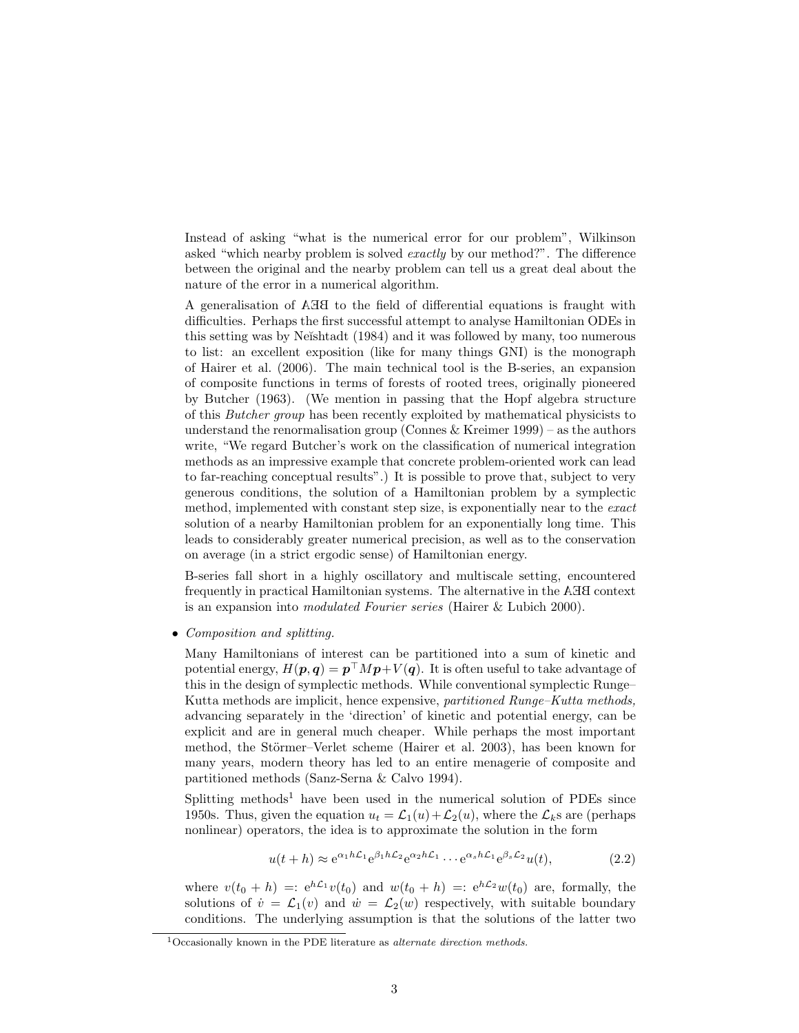Instead of asking "what is the numerical error for our problem", Wilkinson asked "which nearby problem is solved *exactly* by our method?". The difference between the original and the nearby problem can tell us a great deal about the nature of the error in a numerical algorithm.

A generalisation of ∀ƎB to the field of differential equations is fraught with difficulties. Perhaps the first successful attempt to analyse Hamiltonian ODEs in this setting was by Neĭshtadt (1984) and it was followed by many, too numerous to list: an excellent exposition (like for many things GNI) is the monograph of Hairer et al. (2006). The main technical tool is the B-series, an expansion of composite functions in terms of forests of rooted trees, originally pioneered by Butcher (1963). (We mention in passing that the Hopf algebra structure of this *Butcher group* has been recently exploited by mathematical physicists to understand the renormalisation group (Connes & Kreimer 1999) – as the authors write, "We regard Butcher's work on the classification of numerical integration methods as an impressive example that concrete problem-oriented work can lead to far-reaching conceptual results".) It is possible to prove that, subject to very generous conditions, the solution of a Hamiltonian problem by a symplectic method, implemented with constant step size, is exponentially near to the *exact* solution of a nearby Hamiltonian problem for an exponentially long time. This leads to considerably greater numerical precision, as well as to the conservation on average (in a strict ergodic sense) of Hamiltonian energy.

B-series fall short in a highly oscillatory and multiscale setting, encountered frequently in practical Hamiltonian systems. The alternative in the ∀ƎB context is an expansion into *modulated Fourier series* (Hairer & Lubich 2000).

- *Composition and splitting.*

  Many Hamiltonians of interest can be partitioned into a sum of kinetic and potential energy, $H(\boldsymbol{p},\boldsymbol{q}) = \boldsymbol{p}^\top M\boldsymbol{p} + V(\boldsymbol{q})$. It is often useful to take advantage of this in the design of symplectic methods. While conventional symplectic Runge–Kutta methods are implicit, hence expensive, *partitioned Runge–Kutta methods,* advancing separately in the 'direction' of kinetic and potential energy, can be explicit and are in general much cheaper. While perhaps the most important method, the Störmer–Verlet scheme (Hairer et al. 2003), has been known for many years, modern theory has led to an entire menagerie of composite and partitioned methods (Sanz-Serna & Calvo 1994).

  Splitting methods[1] have been used in the numerical solution of PDEs since 1950s. Thus, given the equation $u_t = \mathcal{L}_1(u) + \mathcal{L}_2(u)$, where the $\mathcal{L}_k$s are (perhaps nonlinear) operators, the idea is to approximate the solution in the form

$$u(t+h) \approx \mathrm{e}^{\alpha_1 h\mathcal{L}_1}\mathrm{e}^{\beta_1 h\mathcal{L}_2}\mathrm{e}^{\alpha_2 h\mathcal{L}_1}\cdots\mathrm{e}^{\alpha_s h\mathcal{L}_1}\mathrm{e}^{\beta_s \mathcal{L}_2}u(t), \tag{2.2}$$

  where $v(t_0+h) =: \mathrm{e}^{h\mathcal{L}_1}v(t_0)$ and $w(t_0+h) =: \mathrm{e}^{h\mathcal{L}_2}w(t_0)$ are, formally, the solutions of $\dot{v} = \mathcal{L}_1(v)$ and $\dot{w} = \mathcal{L}_2(w)$ respectively, with suitable boundary conditions. The underlying assumption is that the solutions of the latter two

[1] Occasionally known in the PDE literature as *alternate direction methods.*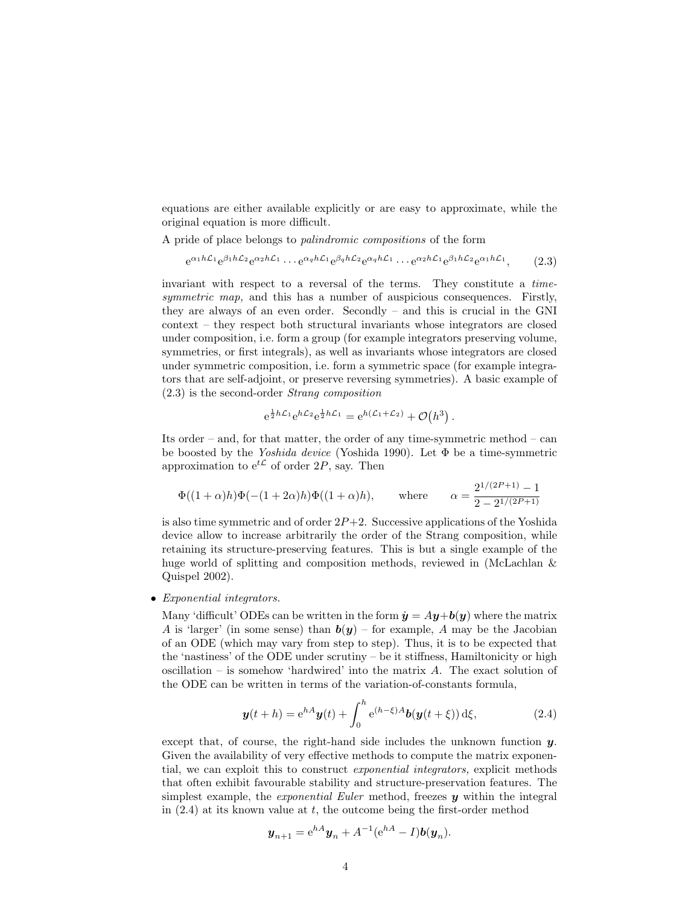equations are either available explicitly or are easy to approximate, while the original equation is more difficult.

A pride of place belongs to *palindromic compositions* of the form

$$\mathrm{e}^{\alpha_1 h\mathcal{L}_1}\mathrm{e}^{\beta_1 h\mathcal{L}_2}\mathrm{e}^{\alpha_2 h\mathcal{L}_1}\cdots\mathrm{e}^{\alpha_q h\mathcal{L}_1}\mathrm{e}^{\beta_q h\mathcal{L}_2}\mathrm{e}^{\alpha_q h\mathcal{L}_1}\cdots\mathrm{e}^{\alpha_2 h\mathcal{L}_1}\mathrm{e}^{\beta_1 h\mathcal{L}_2}\mathrm{e}^{\alpha_1 h\mathcal{L}_1}, \tag{2.3}$$

invariant with respect to a reversal of the terms. They constitute a *time-symmetric map,* and this has a number of auspicious consequences. Firstly, they are always of an even order. Secondly – and this is crucial in the GNI context – they respect both structural invariants whose integrators are closed under composition, i.e. form a group (for example integrators preserving volume, symmetries, or first integrals), as well as invariants whose integrators are closed under symmetric composition, i.e. form a symmetric space (for example integrators that are self-adjoint, or preserve reversing symmetries). A basic example of (2.3) is the second-order *Strang composition*

$$\mathrm{e}^{\frac{1}{2}h\mathcal{L}_1}\mathrm{e}^{h\mathcal{L}_2}\mathrm{e}^{\frac{1}{2}h\mathcal{L}_1} = \mathrm{e}^{h(\mathcal{L}_1+\mathcal{L}_2)} + \mathcal{O}\big(h^3\big)\,.$$

Its order – and, for that matter, the order of any time-symmetric method – can be boosted by the *Yoshida device* (Yoshida 1990). Let $\Phi$ be a time-symmetric approximation to $\mathrm{e}^{t\mathcal{L}}$ of order $2P$, say. Then

$$\Phi((1+\alpha)h)\Phi(-(1+2\alpha)h)\Phi((1+\alpha)h), \qquad \text{where} \qquad \alpha = \frac{2^{1/(2P+1)}-1}{2-2^{1/(2P+1)}}$$

is also time symmetric and of order $2P+2$. Successive applications of the Yoshida device allow to increase arbitrarily the order of the Strang composition, while retaining its structure-preserving features. This is but a single example of the huge world of splitting and composition methods, reviewed in (McLachlan & Quispel 2002).

- *Exponential integrators.*

  Many 'difficult' ODEs can be written in the form $\dot{\boldsymbol{y}} = A\boldsymbol{y}+\boldsymbol{b}(\boldsymbol{y})$ where the matrix $A$ is 'larger' (in some sense) than $\boldsymbol{b}(\boldsymbol{y})$ – for example, $A$ may be the Jacobian of an ODE (which may vary from step to step). Thus, it is to be expected that the 'nastiness' of the ODE under scrutiny – be it stiffness, Hamiltonicity or high oscillation – is somehow 'hardwired' into the matrix $A$. The exact solution of the ODE can be written in terms of the variation-of-constants formula,

  $$\boldsymbol{y}(t+h) = \mathrm{e}^{hA}\boldsymbol{y}(t) + \int_0^h \mathrm{e}^{(h-\xi)A}\boldsymbol{b}(\boldsymbol{y}(t+\xi))\,\mathrm{d}\xi, \tag{2.4}$$

  except that, of course, the right-hand side includes the unknown function $\boldsymbol{y}$. Given the availability of very effective methods to compute the matrix exponential, we can exploit this to construct *exponential integrators,* explicit methods that often exhibit favourable stability and structure-preservation features. The simplest example, the *exponential Euler* method, freezes $\boldsymbol{y}$ within the integral in (2.4) at its known value at $t$, the outcome being the first-order method

  $$\boldsymbol{y}_{n+1} = \mathrm{e}^{hA}\boldsymbol{y}_n + A^{-1}(\mathrm{e}^{hA}-I)\boldsymbol{b}(\boldsymbol{y}_n).$$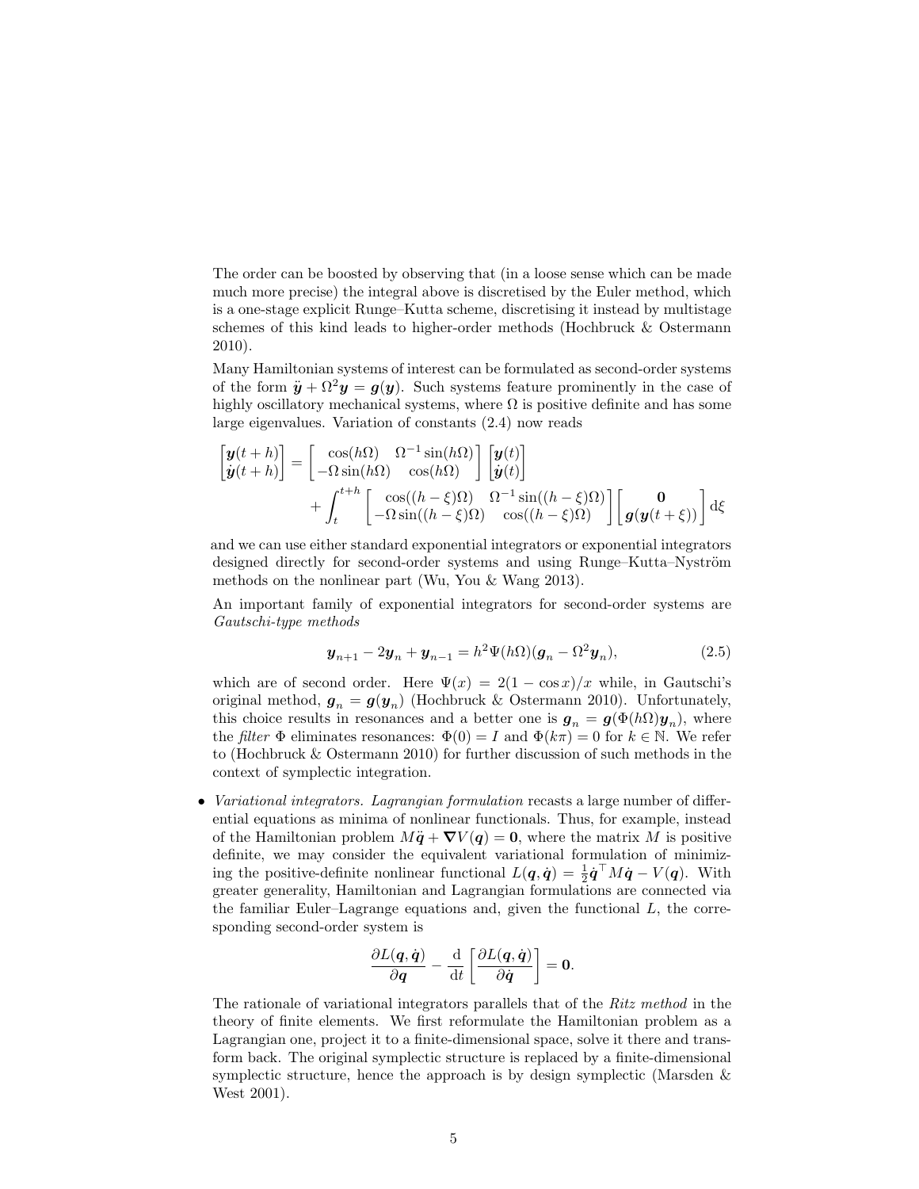The order can be boosted by observing that (in a loose sense which can be made much more precise) the integral above is discretised by the Euler method, which is a one-stage explicit Runge–Kutta scheme, discretising it instead by multistage schemes of this kind leads to higher-order methods (Hochbruck & Ostermann 2010).

Many Hamiltonian systems of interest can be formulated as second-order systems of the form $\ddot{\boldsymbol{y}} + \Omega^2 \boldsymbol{y} = \boldsymbol{g}(\boldsymbol{y})$. Such systems feature prominently in the case of highly oscillatory mechanical systems, where $\Omega$ is positive definite and has some large eigenvalues. Variation of constants (2.4) now reads

$$\begin{bmatrix} \boldsymbol{y}(t+h) \\ \dot{\boldsymbol{y}}(t+h) \end{bmatrix} = \begin{bmatrix} \cos(h\Omega) & \Omega^{-1}\sin(h\Omega) \\ -\Omega\sin(h\Omega) & \cos(h\Omega) \end{bmatrix} \begin{bmatrix} \boldsymbol{y}(t) \\ \dot{\boldsymbol{y}}(t) \end{bmatrix} + \int_t^{t+h} \begin{bmatrix} \cos((h-\xi)\Omega) & \Omega^{-1}\sin((h-\xi)\Omega) \\ -\Omega\sin((h-\xi)\Omega) & \cos((h-\xi)\Omega) \end{bmatrix} \begin{bmatrix} \boldsymbol{0} \\ \boldsymbol{g}(\boldsymbol{y}(t+\xi)) \end{bmatrix} \mathrm{d}\xi$$

and we can use either standard exponential integrators or exponential integrators designed directly for second-order systems and using Runge–Kutta–Nyström methods on the nonlinear part (Wu, You & Wang 2013).

An important family of exponential integrators for second-order systems are *Gautschi-type methods*

$$\boldsymbol{y}_{n+1} - 2\boldsymbol{y}_n + \boldsymbol{y}_{n-1} = h^2 \Psi(h\Omega)(\boldsymbol{g}_n - \Omega^2 \boldsymbol{y}_n), \tag{2.5}$$

which are of second order. Here $\Psi(x) = 2(1 - \cos x)/x$ while, in Gautschi's original method, $\boldsymbol{g}_n = \boldsymbol{g}(\boldsymbol{y}_n)$ (Hochbruck & Ostermann 2010). Unfortunately, this choice results in resonances and a better one is $\boldsymbol{g}_n = \boldsymbol{g}(\Phi(h\Omega)\boldsymbol{y}_n)$, where the *filter* $\Phi$ eliminates resonances: $\Phi(0) = I$ and $\Phi(k\pi) = 0$ for $k \in \mathbb{N}$. We refer to (Hochbruck & Ostermann 2010) for further discussion of such methods in the context of symplectic integration.

- *Variational integrators. Lagrangian formulation* recasts a large number of differential equations as minima of nonlinear functionals. Thus, for example, instead of the Hamiltonian problem $M\ddot{\boldsymbol{q}} + \boldsymbol{\nabla}V(\boldsymbol{q}) = \boldsymbol{0}$, where the matrix $M$ is positive definite, we may consider the equivalent variational formulation of minimizing the positive-definite nonlinear functional $L(\boldsymbol{q}, \dot{\boldsymbol{q}}) = \frac{1}{2}\dot{\boldsymbol{q}}^\top M \dot{\boldsymbol{q}} - V(\boldsymbol{q})$. With greater generality, Hamiltonian and Lagrangian formulations are connected via the familiar Euler–Lagrange equations and, given the functional $L$, the corresponding second-order system is

$$\frac{\partial L(\boldsymbol{q}, \dot{\boldsymbol{q}})}{\partial \boldsymbol{q}} - \frac{\mathrm{d}}{\mathrm{d}t}\left[\frac{\partial L(\boldsymbol{q}, \dot{\boldsymbol{q}})}{\partial \dot{\boldsymbol{q}}}\right] = \boldsymbol{0}.$$

The rationale of variational integrators parallels that of the *Ritz method* in the theory of finite elements. We first reformulate the Hamiltonian problem as a Lagrangian one, project it to a finite-dimensional space, solve it there and transform back. The original symplectic structure is replaced by a finite-dimensional symplectic structure, hence the approach is by design symplectic (Marsden & West 2001).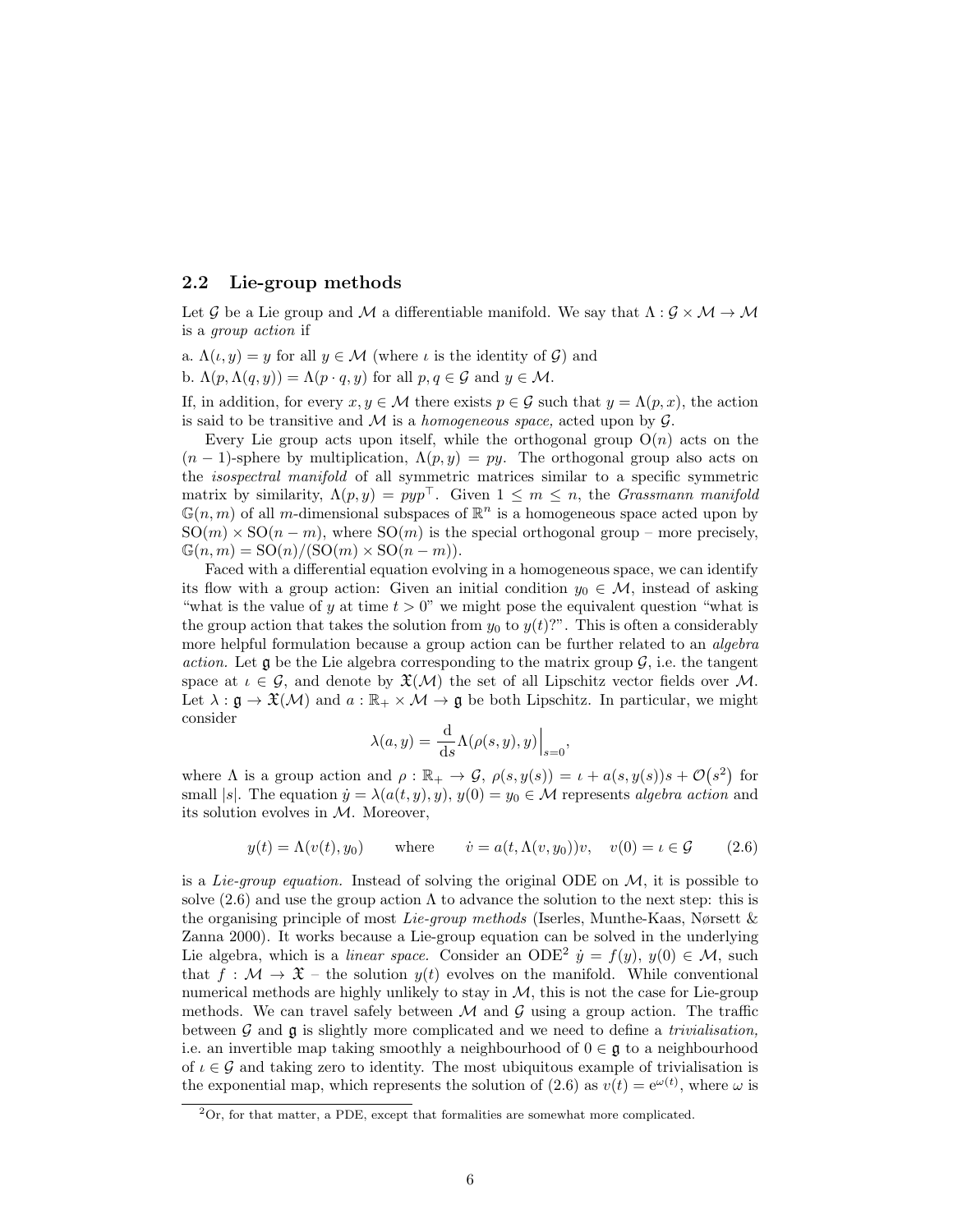### 2.2 Lie-group methods

Let $\mathcal{G}$ be a Lie group and $\mathcal{M}$ a differentiable manifold. We say that $\Lambda : \mathcal{G} \times \mathcal{M} \to \mathcal{M}$ is a *group action* if

a. $\Lambda(\iota, y) = y$ for all $y \in \mathcal{M}$ (where $\iota$ is the identity of $\mathcal{G}$) and

b. $\Lambda(p, \Lambda(q, y)) = \Lambda(p \cdot q, y)$ for all $p, q \in \mathcal{G}$ and $y \in \mathcal{M}$.

If, in addition, for every $x, y \in \mathcal{M}$ there exists $p \in \mathcal{G}$ such that $y = \Lambda(p, x)$, the action is said to be transitive and $\mathcal{M}$ is a *homogeneous space,* acted upon by $\mathcal{G}$.

Every Lie group acts upon itself, while the orthogonal group $\mathrm{O}(n)$ acts on the $(n-1)$-sphere by multiplication, $\Lambda(p, y) = py$. The orthogonal group also acts on the *isospectral manifold* of all symmetric matrices similar to a specific symmetric matrix by similarity, $\Lambda(p, y) = pyp^\top$. Given $1 \le m \le n$, the *Grassmann manifold* $\mathbb{G}(n, m)$ of all $m$-dimensional subspaces of $\mathbb{R}^n$ is a homogeneous space acted upon by $\mathrm{SO}(m) \times \mathrm{SO}(n-m)$, where $\mathrm{SO}(m)$ is the special orthogonal group – more precisely, $\mathbb{G}(n, m) = \mathrm{SO}(n)/(\mathrm{SO}(m) \times \mathrm{SO}(n-m))$.

Faced with a differential equation evolving in a homogeneous space, we can identify its flow with a group action: Given an initial condition $y_0 \in \mathcal{M}$, instead of asking "what is the value of $y$ at time $t > 0$" we might pose the equivalent question "what is the group action that takes the solution from $y_0$ to $y(t)$?". This is often a considerably more helpful formulation because a group action can be further related to an *algebra action.* Let $\mathfrak{g}$ be the Lie algebra corresponding to the matrix group $\mathcal{G}$, i.e. the tangent space at $\iota \in \mathcal{G}$, and denote by $\mathfrak{X}(\mathcal{M})$ the set of all Lipschitz vector fields over $\mathcal{M}$. Let $\lambda : \mathfrak{g} \to \mathfrak{X}(\mathcal{M})$ and $a : \mathbb{R}_+ \times \mathcal{M} \to \mathfrak{g}$ be both Lipschitz. In particular, we might consider

$$\lambda(a, y) = \frac{\mathrm{d}}{\mathrm{d}s} \Lambda(\rho(s, y), y)\Big|_{s=0},$$

where $\Lambda$ is a group action and $\rho : \mathbb{R}_+ \to \mathcal{G}$, $\rho(s, y(s)) = \iota + a(s, y(s))s + \mathcal{O}(s^2)$ for small $|s|$. The equation $\dot{y} = \lambda(a(t, y), y)$, $y(0) = y_0 \in \mathcal{M}$ represents *algebra action* and its solution evolves in $\mathcal{M}$. Moreover,

$$y(t) = \Lambda(v(t), y_0) \qquad \text{where} \qquad \dot{v} = a(t, \Lambda(v, y_0))v, \quad v(0) = \iota \in \mathcal{G} \tag{2.6}$$

is a *Lie-group equation.* Instead of solving the original ODE on $\mathcal{M}$, it is possible to solve (2.6) and use the group action $\Lambda$ to advance the solution to the next step: this is the organising principle of most *Lie-group methods* (Iserles, Munthe-Kaas, Nørsett & Zanna 2000). It works because a Lie-group equation can be solved in the underlying Lie algebra, which is a *linear space.* Consider an ODE[2] $\dot{y} = f(y)$, $y(0) \in \mathcal{M}$, such that $f : \mathcal{M} \to \mathfrak{X}$ – the solution $y(t)$ evolves on the manifold. While conventional numerical methods are highly unlikely to stay in $\mathcal{M}$, this is not the case for Lie-group methods. We can travel safely between $\mathcal{M}$ and $\mathcal{G}$ using a group action. The traffic between $\mathcal{G}$ and $\mathfrak{g}$ is slightly more complicated and we need to define a *trivialisation,* i.e. an invertible map taking smoothly a neighbourhood of $0 \in \mathfrak{g}$ to a neighbourhood of $\iota \in \mathcal{G}$ and taking zero to identity. The most ubiquitous example of trivialisation is the exponential map, which represents the solution of (2.6) as $v(t) = \mathrm{e}^{\omega(t)}$, where $\omega$ is

[2] Or, for that matter, a PDE, except that formalities are somewhat more complicated.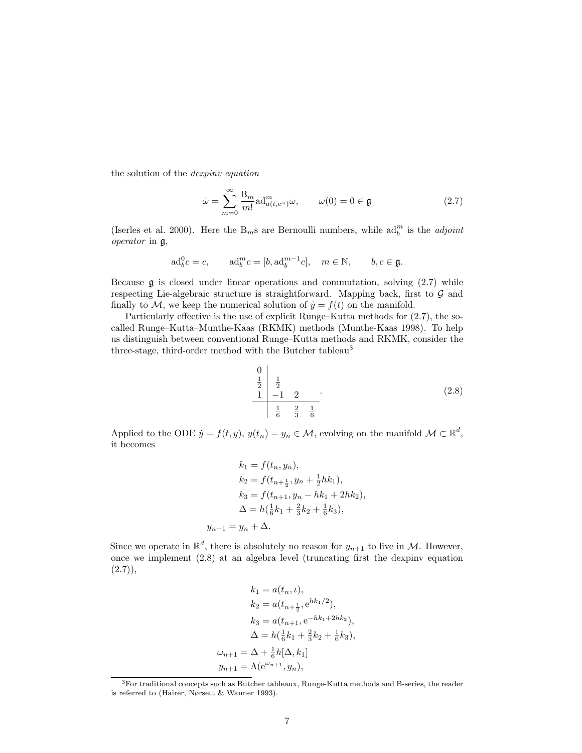the solution of the *dexpinv equation*

$$\dot{\omega} = \sum_{m=0}^{\infty} \frac{\mathrm{B}_m}{m!} \mathrm{ad}^m_{a(t,\mathrm{e}^{\omega})} \omega, \qquad \omega(0) = 0 \in \mathfrak{g} \tag{2.7}$$

(Iserles et al. 2000). Here the $\mathrm{B}_m$s are Bernoulli numbers, while $\mathrm{ad}^m_b$ is the *adjoint operator* in $\mathfrak{g}$,

$$\mathrm{ad}^0_b c = c, \qquad \mathrm{ad}^m_b c = [b, \mathrm{ad}^{m-1}_b c], \quad m \in \mathbb{N}, \qquad b, c \in \mathfrak{g}.$$

Because $\mathfrak{g}$ is closed under linear operations and commutation, solving (2.7) while respecting Lie-algebraic structure is straightforward. Mapping back, first to $\mathcal{G}$ and finally to $\mathcal{M}$, we keep the numerical solution of $\dot{y} = f(t)$ on the manifold.

Particularly effective is the use of explicit Runge–Kutta methods for (2.7), the so-called Runge–Kutta–Munthe-Kaas (RKMK) methods (Munthe-Kaas 1998). To help us distinguish between conventional Runge–Kutta methods and RKMK, consider the three-stage, third-order method with the Butcher tableau[3]

$$\begin{array}{c|ccc} 0 & & & \\ \frac{1}{2} & \frac{1}{2} & & \\ 1 & -1 & 2 & \\ \hline & \frac{1}{6} & \frac{2}{3} & \frac{1}{6} \end{array} . \tag{2.8}$$

Applied to the ODE $\dot{y} = f(t, y)$, $y(t_n) = y_n \in \mathcal{M}$, evolving on the manifold $\mathcal{M} \subset \mathbb{R}^d$, it becomes

$$\begin{aligned} k_1 &= f(t_n, y_n), \\ k_2 &= f(t_{n+\frac{1}{2}}, y_n + \tfrac{1}{2} h k_1), \\ k_3 &= f(t_{n+1}, y_n - h k_1 + 2 h k_2), \\ \Delta &= h(\tfrac{1}{6} k_1 + \tfrac{2}{3} k_2 + \tfrac{1}{6} k_3), \\ y_{n+1} &= y_n + \Delta. \end{aligned}$$

Since we operate in $\mathbb{R}^d$, there is absolutely no reason for $y_{n+1}$ to live in $\mathcal{M}$. However, once we implement (2.8) at an algebra level (truncating first the dexpinv equation (2.7)),

$$\begin{aligned} k_1 &= a(t_n, \iota), \\ k_2 &= a(t_{n+\frac{1}{2}}, \mathrm{e}^{h k_1/2}), \\ k_3 &= a(t_{n+1}, \mathrm{e}^{-h k_1 + 2 h k_2}), \\ \Delta &= h(\tfrac{1}{6} k_1 + \tfrac{2}{3} k_2 + \tfrac{1}{6} k_3), \\ \omega_{n+1} &= \Delta + \tfrac{1}{6} h [\Delta, k_1] \\ y_{n+1} &= \Lambda(\mathrm{e}^{\omega_{n+1}}, y_n), \end{aligned}$$

[3]For traditional concepts such as Butcher tableaux, Runge-Kutta methods and B-series, the reader is referred to (Hairer, Nørsett & Wanner 1993).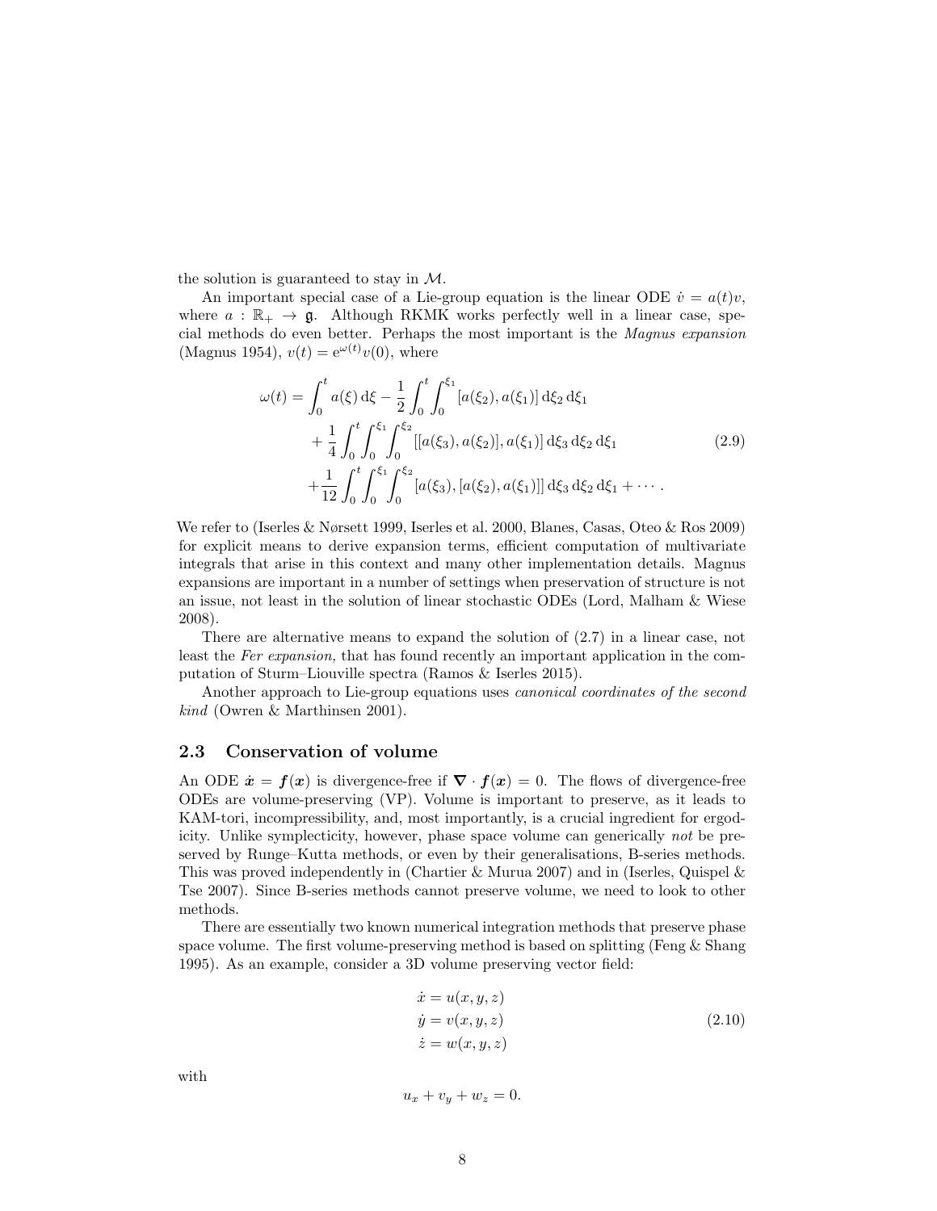the solution is guaranteed to stay in $\mathcal{M}$.

An important special case of a Lie-group equation is the linear ODE $\dot{v} = a(t)v$, where $a : \mathbb{R}_+ \to \mathfrak{g}$. Although RKMK works perfectly well in a linear case, special methods do even better. Perhaps the most important is the *Magnus expansion* (Magnus 1954), $v(t) = \mathrm{e}^{\omega(t)} v(0)$, where

$$
\begin{aligned}
\omega(t) = & \int_0^t a(\xi)\,\mathrm{d}\xi - \frac{1}{2}\int_0^t \int_0^{\xi_1} [a(\xi_2), a(\xi_1)]\,\mathrm{d}\xi_2\,\mathrm{d}\xi_1 \\
& + \frac{1}{4}\int_0^t \int_0^{\xi_1} \int_0^{\xi_2} [[a(\xi_3), a(\xi_2)], a(\xi_1)]\,\mathrm{d}\xi_3\,\mathrm{d}\xi_2\,\mathrm{d}\xi_1 \\
& + \frac{1}{12}\int_0^t \int_0^{\xi_1} \int_0^{\xi_2} [a(\xi_3), [a(\xi_2), a(\xi_1)]]\,\mathrm{d}\xi_3\,\mathrm{d}\xi_2\,\mathrm{d}\xi_1 + \cdots .
\end{aligned}
\tag{2.9}
$$

We refer to (Iserles & Nørsett 1999, Iserles et al. 2000, Blanes, Casas, Oteo & Ros 2009) for explicit means to derive expansion terms, efficient computation of multivariate integrals that arise in this context and many other implementation details. Magnus expansions are important in a number of settings when preservation of structure is not an issue, not least in the solution of linear stochastic ODEs (Lord, Malham & Wiese 2008).

There are alternative means to expand the solution of (2.7) in a linear case, not least the *Fer expansion,* that has found recently an important application in the computation of Sturm–Liouville spectra (Ramos & Iserles 2015).

Another approach to Lie-group equations uses *canonical coordinates of the second kind* (Owren & Marthinsen 2001).

### 2.3 Conservation of volume

An ODE $\dot{\boldsymbol{x}} = \boldsymbol{f}(\boldsymbol{x})$ is divergence-free if $\boldsymbol{\nabla} \cdot \boldsymbol{f}(\boldsymbol{x}) = 0$. The flows of divergence-free ODEs are volume-preserving (VP). Volume is important to preserve, as it leads to KAM-tori, incompressibility, and, most importantly, is a crucial ingredient for ergodicity. Unlike symplecticity, however, phase space volume can generically *not* be preserved by Runge–Kutta methods, or even by their generalisations, B-series methods. This was proved independently in (Chartier & Murua 2007) and in (Iserles, Quispel & Tse 2007). Since B-series methods cannot preserve volume, we need to look to other methods.

There are essentially two known numerical integration methods that preserve phase space volume. The first volume-preserving method is based on splitting (Feng & Shang 1995). As an example, consider a 3D volume preserving vector field:

$$
\begin{aligned}
\dot{x} &= u(x, y, z) \\
\dot{y} &= v(x, y, z) \\
\dot{z} &= w(x, y, z)
\end{aligned}
\tag{2.10}
$$

with

$$
u_x + v_y + w_z = 0.
$$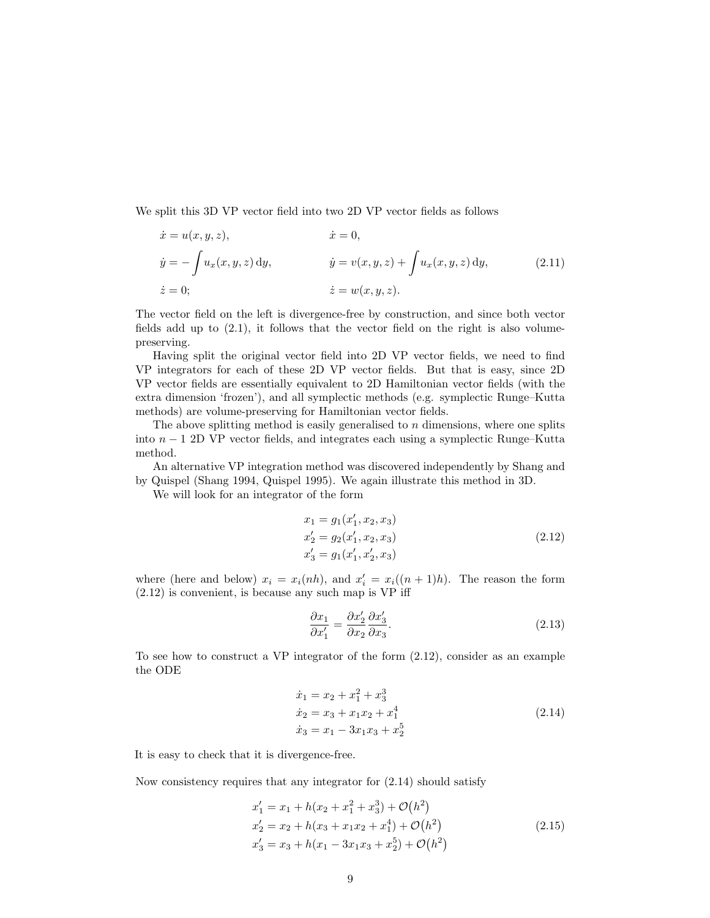We split this 3D VP vector field into two 2D VP vector fields as follows

$$
\begin{aligned}
\dot{x} &= u(x,y,z), & \dot{x} &= 0, \\
\dot{y} &= -\int u_x(x,y,z)\,\mathrm{d}y, & \dot{y} &= v(x,y,z) + \int u_x(x,y,z)\,\mathrm{d}y, \\
\dot{z} &= 0; & \dot{z} &= w(x,y,z).
\end{aligned}
\tag{2.11}
$$

The vector field on the left is divergence-free by construction, and since both vector fields add up to (2.1), it follows that the vector field on the right is also volume-preserving.

Having split the original vector field into 2D VP vector fields, we need to find VP integrators for each of these 2D VP vector fields. But that is easy, since 2D VP vector fields are essentially equivalent to 2D Hamiltonian vector fields (with the extra dimension 'frozen'), and all symplectic methods (e.g. symplectic Runge–Kutta methods) are volume-preserving for Hamiltonian vector fields.

The above splitting method is easily generalised to $n$ dimensions, where one splits into $n-1$ 2D VP vector fields, and integrates each using a symplectic Runge–Kutta method.

An alternative VP integration method was discovered independently by Shang and by Quispel (Shang 1994, Quispel 1995). We again illustrate this method in 3D.

We will look for an integrator of the form

$$
\begin{aligned}
x_1 &= g_1(x_1', x_2, x_3) \\
x_2' &= g_2(x_1', x_2, x_3) \\
x_3' &= g_1(x_1', x_2', x_3)
\end{aligned}
\tag{2.12}
$$

where (here and below) $x_i = x_i(nh)$, and $x_i' = x_i((n+1)h)$. The reason the form (2.12) is convenient, is because any such map is VP iff

$$
\frac{\partial x_1}{\partial x_1'} = \frac{\partial x_2'}{\partial x_2}\frac{\partial x_3'}{\partial x_3}.
\tag{2.13}
$$

To see how to construct a VP integrator of the form (2.12), consider as an example the ODE

$$
\begin{aligned}
\dot{x}_1 &= x_2 + x_1^2 + x_3^3 \\
\dot{x}_2 &= x_3 + x_1 x_2 + x_1^4 \\
\dot{x}_3 &= x_1 - 3x_1 x_3 + x_2^5
\end{aligned}
\tag{2.14}
$$

It is easy to check that it is divergence-free.

Now consistency requires that any integrator for (2.14) should satisfy

$$
\begin{aligned}
x_1' &= x_1 + h(x_2 + x_1^2 + x_3^3) + \mathcal{O}(h^2) \\
x_2' &= x_2 + h(x_3 + x_1 x_2 + x_1^4) + \mathcal{O}(h^2) \\
x_3' &= x_3 + h(x_1 - 3x_1 x_3 + x_2^5) + \mathcal{O}(h^2)
\end{aligned}
\tag{2.15}
$$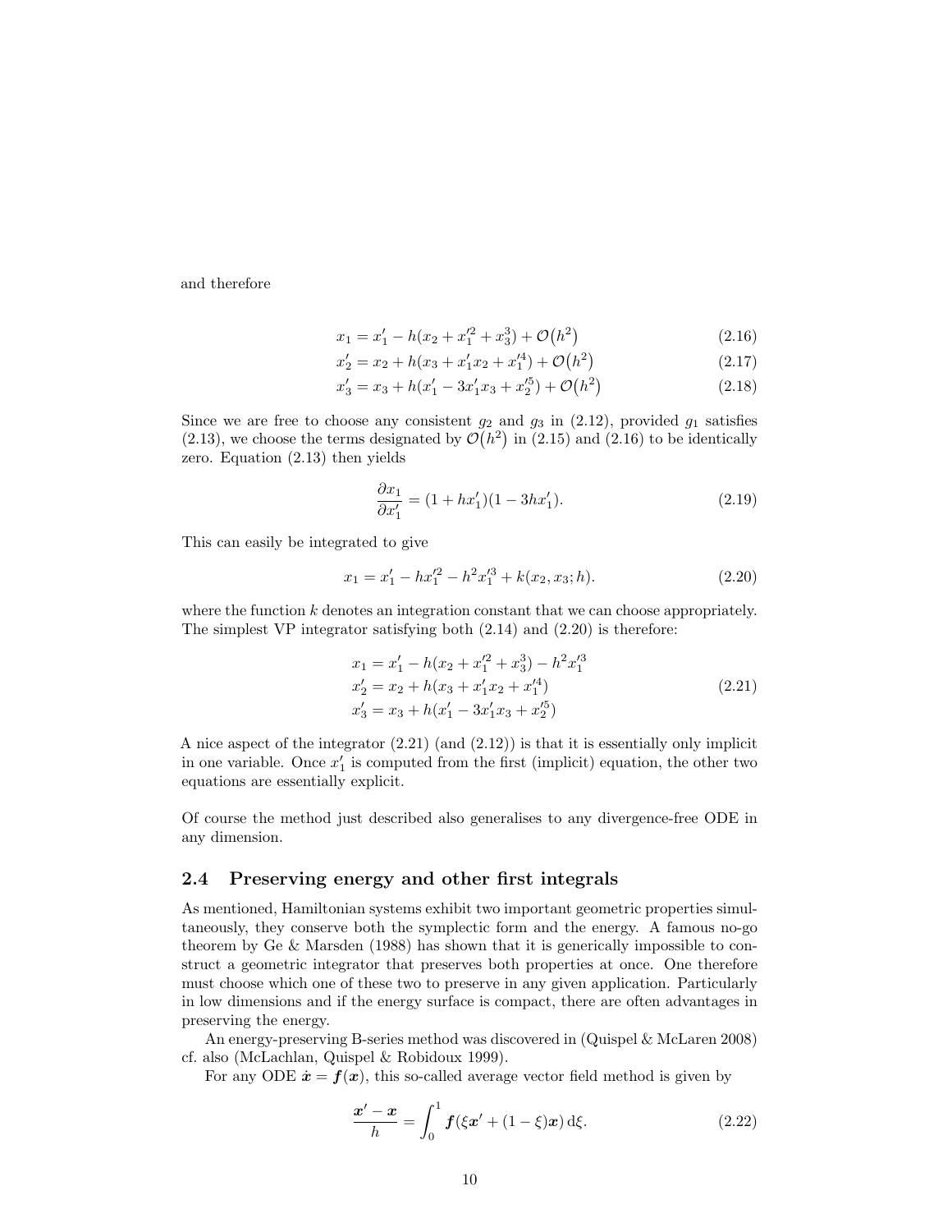and therefore

$$x_1 = x_1' - h(x_2 + x_1'^2 + x_3^3) + \mathcal{O}(h^2) \tag{2.16}$$

$$x_2' = x_2 + h(x_3 + x_1' x_2 + x_1'^4) + \mathcal{O}(h^2) \tag{2.17}$$

$$x_3' = x_3 + h(x_1' - 3x_1' x_3 + x_2'^5) + \mathcal{O}(h^2) \tag{2.18}$$

Since we are free to choose any consistent $g_2$ and $g_3$ in (2.12), provided $g_1$ satisfies (2.13), we choose the terms designated by $\mathcal{O}(h^2)$ in (2.15) and (2.16) to be identically zero. Equation (2.13) then yields

$$\frac{\partial x_1}{\partial x_1'} = (1 + hx_1')(1 - 3hx_1'). \tag{2.19}$$

This can easily be integrated to give

$$x_1 = x_1' - hx_1'^2 - h^2 x_1'^3 + k(x_2, x_3; h). \tag{2.20}$$

where the function $k$ denotes an integration constant that we can choose appropriately. The simplest VP integrator satisfying both (2.14) and (2.20) is therefore:

$$\begin{aligned}
x_1 &= x_1' - h(x_2 + x_1'^2 + x_3^3) - h^2 x_1'^3 \\
x_2' &= x_2 + h(x_3 + x_1' x_2 + x_1'^4) \\
x_3' &= x_3 + h(x_1' - 3x_1' x_3 + x_2'^5)
\end{aligned} \tag{2.21}$$

A nice aspect of the integrator (2.21) (and (2.12)) is that it is essentially only implicit in one variable. Once $x_1'$ is computed from the first (implicit) equation, the other two equations are essentially explicit.

Of course the method just described also generalises to any divergence-free ODE in any dimension.

## 2.4 Preserving energy and other first integrals

As mentioned, Hamiltonian systems exhibit two important geometric properties simultaneously, they conserve both the symplectic form and the energy. A famous no-go theorem by Ge & Marsden (1988) has shown that it is generically impossible to construct a geometric integrator that preserves both properties at once. One therefore must choose which one of these two to preserve in any given application. Particularly in low dimensions and if the energy surface is compact, there are often advantages in preserving the energy.

An energy-preserving B-series method was discovered in (Quispel & McLaren 2008) cf. also (McLachlan, Quispel & Robidoux 1999).

For any ODE $\dot{\boldsymbol{x}} = \boldsymbol{f}(\boldsymbol{x})$, this so-called average vector field method is given by

$$\frac{\boldsymbol{x}' - \boldsymbol{x}}{h} = \int_0^1 \boldsymbol{f}(\xi \boldsymbol{x}' + (1 - \xi)\boldsymbol{x})\, \mathrm{d}\xi. \tag{2.22}$$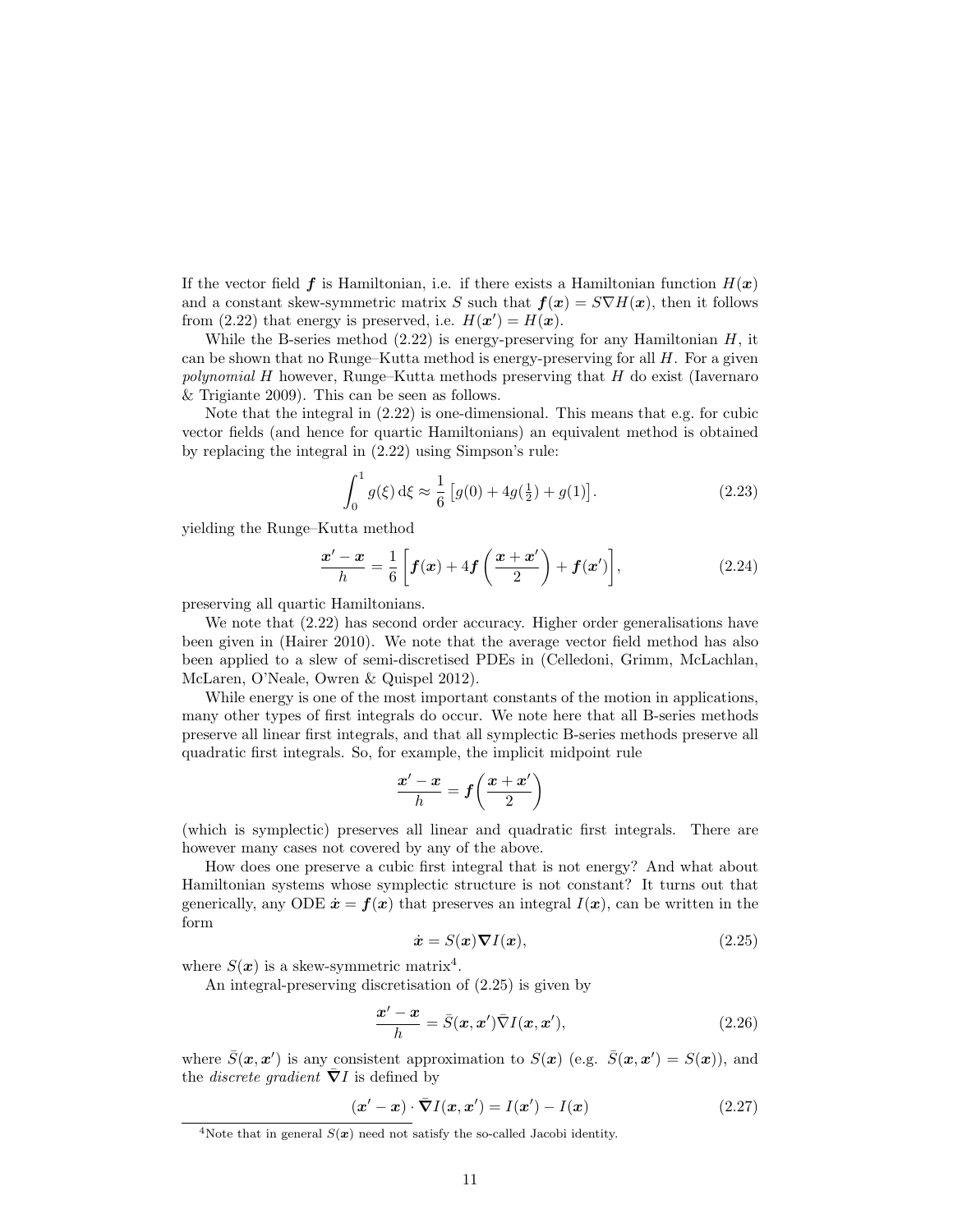If the vector field $\boldsymbol{f}$ is Hamiltonian, i.e. if there exists a Hamiltonian function $H(\boldsymbol{x})$ and a constant skew-symmetric matrix $S$ such that $\boldsymbol{f}(\boldsymbol{x}) = S\nabla H(\boldsymbol{x})$, then it follows from (2.22) that energy is preserved, i.e. $H(\boldsymbol{x}') = H(\boldsymbol{x})$.

While the B-series method (2.22) is energy-preserving for any Hamiltonian $H$, it can be shown that no Runge–Kutta method is energy-preserving for all $H$. For a given *polynomial* $H$ however, Runge–Kutta methods preserving that $H$ do exist (Iavernaro & Trigiante 2009). This can be seen as follows.

Note that the integral in (2.22) is one-dimensional. This means that e.g. for cubic vector fields (and hence for quartic Hamiltonians) an equivalent method is obtained by replacing the integral in (2.22) using Simpson's rule:

$$\int_0^1 g(\xi)\,\mathrm{d}\xi \approx \frac{1}{6}\left[g(0) + 4g(\tfrac{1}{2}) + g(1)\right]. \tag{2.23}$$

yielding the Runge–Kutta method

$$\frac{\boldsymbol{x}' - \boldsymbol{x}}{h} = \frac{1}{6}\left[\boldsymbol{f}(\boldsymbol{x}) + 4\boldsymbol{f}\left(\frac{\boldsymbol{x} + \boldsymbol{x}'}{2}\right) + \boldsymbol{f}(\boldsymbol{x}')\right], \tag{2.24}$$

preserving all quartic Hamiltonians.

We note that (2.22) has second order accuracy. Higher order generalisations have been given in (Hairer 2010). We note that the average vector field method has also been applied to a slew of semi-discretised PDEs in (Celledoni, Grimm, McLachlan, McLaren, O'Neale, Owren & Quispel 2012).

While energy is one of the most important constants of the motion in applications, many other types of first integrals do occur. We note here that all B-series methods preserve all linear first integrals, and that all symplectic B-series methods preserve all quadratic first integrals. So, for example, the implicit midpoint rule

$$\frac{\boldsymbol{x}' - \boldsymbol{x}}{h} = \boldsymbol{f}\left(\frac{\boldsymbol{x} + \boldsymbol{x}'}{2}\right)$$

(which is symplectic) preserves all linear and quadratic first integrals. There are however many cases not covered by any of the above.

How does one preserve a cubic first integral that is not energy? And what about Hamiltonian systems whose symplectic structure is not constant? It turns out that generically, any ODE $\dot{\boldsymbol{x}} = \boldsymbol{f}(\boldsymbol{x})$ that preserves an integral $I(\boldsymbol{x})$, can be written in the form

$$\dot{\boldsymbol{x}} = S(\boldsymbol{x})\boldsymbol{\nabla} I(\boldsymbol{x}), \tag{2.25}$$

where $S(\boldsymbol{x})$ is a skew-symmetric matrix[4].

An integral-preserving discretisation of (2.25) is given by

$$\frac{\boldsymbol{x}' - \boldsymbol{x}}{h} = \bar{S}(\boldsymbol{x}, \boldsymbol{x}')\bar{\nabla} I(\boldsymbol{x}, \boldsymbol{x}'), \tag{2.26}$$

where $\bar{S}(\boldsymbol{x}, \boldsymbol{x}')$ is any consistent approximation to $S(\boldsymbol{x})$ (e.g. $\bar{S}(\boldsymbol{x}, \boldsymbol{x}') = S(\boldsymbol{x})$), and the *discrete gradient* $\bar{\boldsymbol{\nabla}} I$ is defined by

$$(\boldsymbol{x}' - \boldsymbol{x}) \cdot \bar{\boldsymbol{\nabla}} I(\boldsymbol{x}, \boldsymbol{x}') = I(\boldsymbol{x}') - I(\boldsymbol{x}) \tag{2.27}$$

[4] Note that in general $S(\boldsymbol{x})$ need not satisfy the so-called Jacobi identity.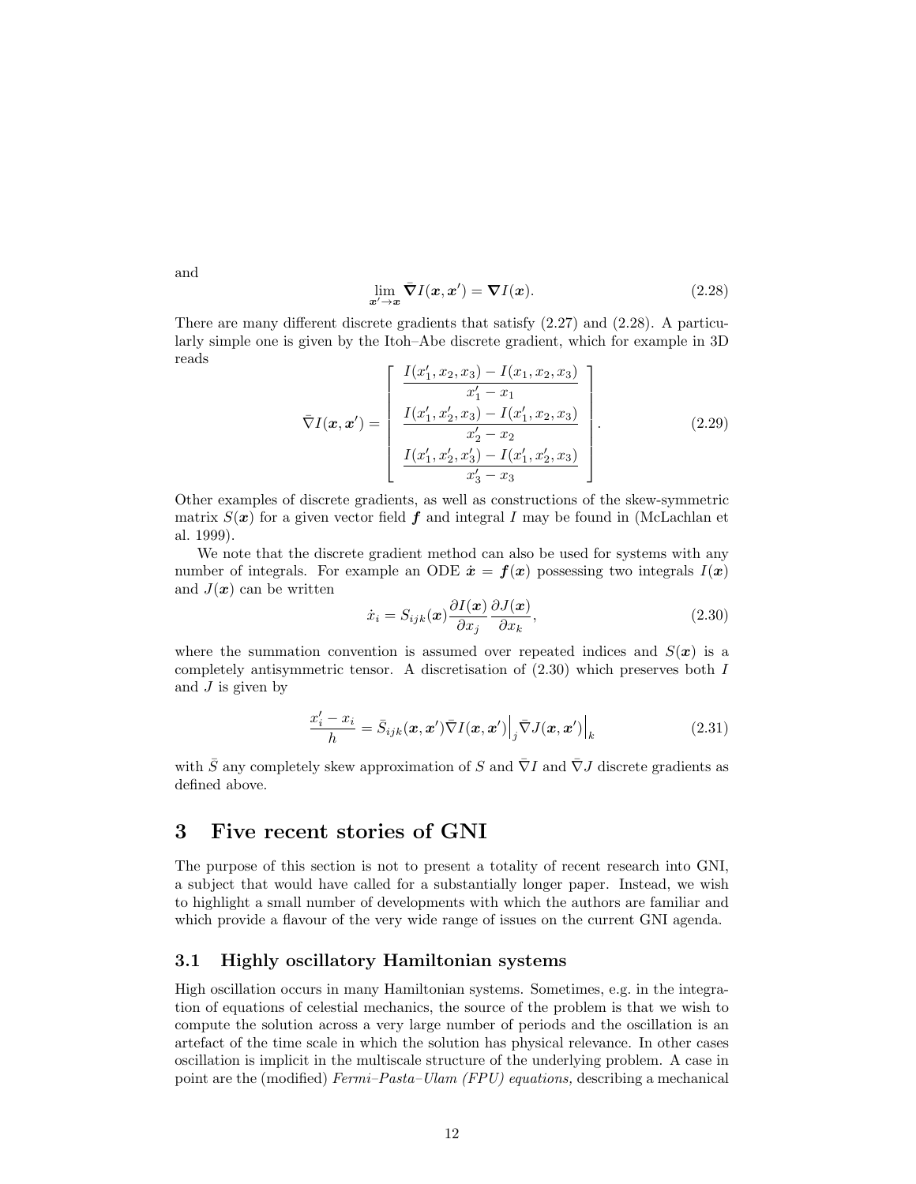and

$$\lim_{\boldsymbol{x}' \to \boldsymbol{x}} \bar{\boldsymbol{\nabla}} I(\boldsymbol{x}, \boldsymbol{x}') = \boldsymbol{\nabla} I(\boldsymbol{x}). \tag{2.28}$$

There are many different discrete gradients that satisfy (2.27) and (2.28). A particularly simple one is given by the Itoh–Abe discrete gradient, which for example in 3D reads

$$\bar{\nabla} I(\boldsymbol{x}, \boldsymbol{x}') = \begin{bmatrix} \dfrac{I(x_1', x_2, x_3) - I(x_1, x_2, x_3)}{x_1' - x_1} \\ \dfrac{I(x_1', x_2', x_3) - I(x_1', x_2, x_3)}{x_2' - x_2} \\ \dfrac{I(x_1', x_2', x_3') - I(x_1', x_2', x_3)}{x_3' - x_3} \end{bmatrix}. \tag{2.29}$$

Other examples of discrete gradients, as well as constructions of the skew-symmetric matrix $S(\boldsymbol{x})$ for a given vector field $\boldsymbol{f}$ and integral $I$ may be found in (McLachlan et al. 1999).

We note that the discrete gradient method can also be used for systems with any number of integrals. For example an ODE $\dot{\boldsymbol{x}} = \boldsymbol{f}(\boldsymbol{x})$ possessing two integrals $I(\boldsymbol{x})$ and $J(\boldsymbol{x})$ can be written

$$\dot{x}_i = S_{ijk}(\boldsymbol{x}) \frac{\partial I(\boldsymbol{x})}{\partial x_j} \frac{\partial J(\boldsymbol{x})}{\partial x_k}, \tag{2.30}$$

where the summation convention is assumed over repeated indices and $S(\boldsymbol{x})$ is a completely antisymmetric tensor. A discretisation of (2.30) which preserves both $I$ and $J$ is given by

$$\frac{x_i' - x_i}{h} = \bar{S}_{ijk}(\boldsymbol{x}, \boldsymbol{x}') \bar{\nabla} I(\boldsymbol{x}, \boldsymbol{x}')\Big|_j \bar{\nabla} J(\boldsymbol{x}, \boldsymbol{x}')\Big|_k \tag{2.31}$$

with $\bar{S}$ any completely skew approximation of $S$ and $\bar{\nabla} I$ and $\bar{\nabla} J$ discrete gradients as defined above.

# 3 Five recent stories of GNI

The purpose of this section is not to present a totality of recent research into GNI, a subject that would have called for a substantially longer paper. Instead, we wish to highlight a small number of developments with which the authors are familiar and which provide a flavour of the very wide range of issues on the current GNI agenda.

## 3.1 Highly oscillatory Hamiltonian systems

High oscillation occurs in many Hamiltonian systems. Sometimes, e.g. in the integration of equations of celestial mechanics, the source of the problem is that we wish to compute the solution across a very large number of periods and the oscillation is an artefact of the time scale in which the solution has physical relevance. In other cases oscillation is implicit in the multiscale structure of the underlying problem. A case in point are the (modified) *Fermi–Pasta–Ulam (FPU) equations,* describing a mechanical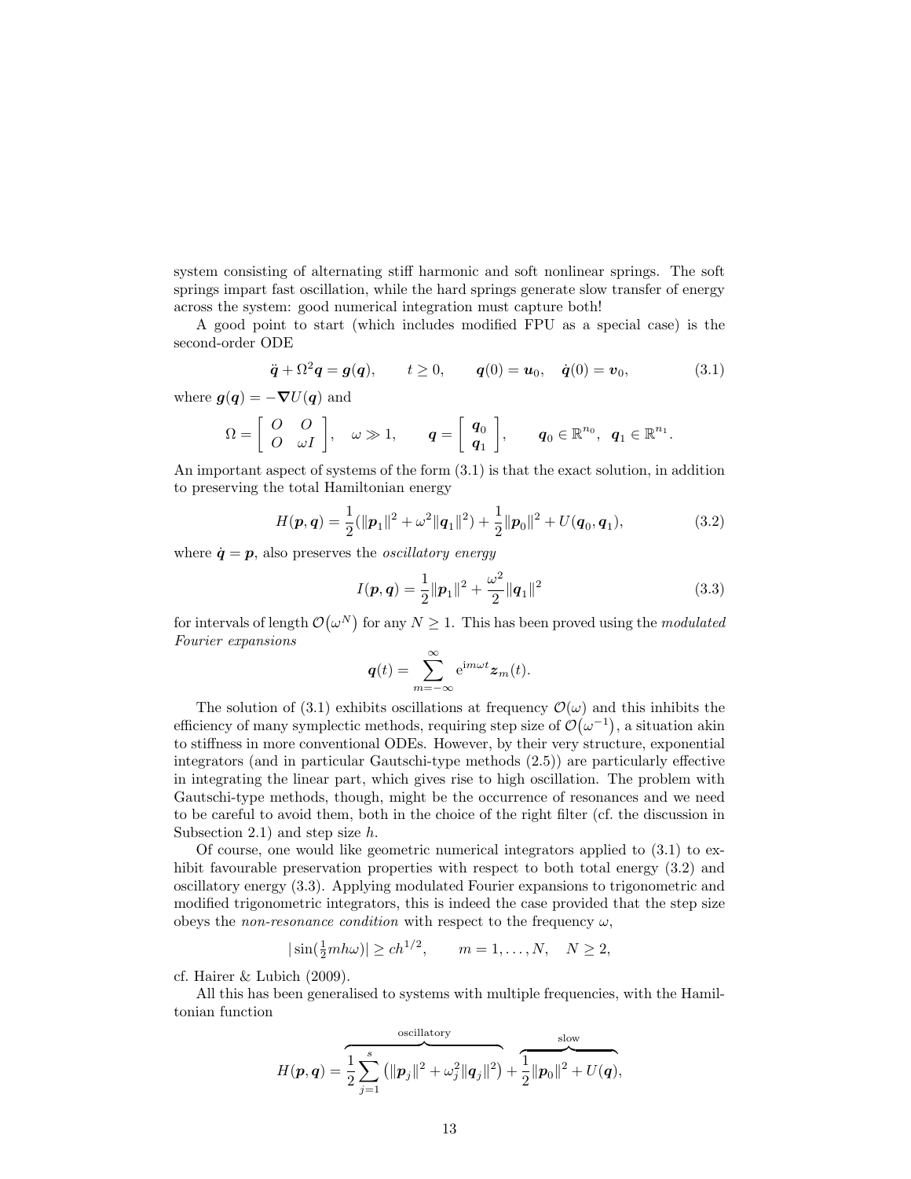system consisting of alternating stiff harmonic and soft nonlinear springs. The soft springs impart fast oscillation, while the hard springs generate slow transfer of energy across the system: good numerical integration must capture both!

A good point to start (which includes modified FPU as a special case) is the second-order ODE

$$\ddot{\boldsymbol{q}} + \Omega^2 \boldsymbol{q} = \boldsymbol{g}(\boldsymbol{q}), \qquad t \geq 0, \qquad \boldsymbol{q}(0) = \boldsymbol{u}_0, \quad \dot{\boldsymbol{q}}(0) = \boldsymbol{v}_0, \tag{3.1}$$

where $\boldsymbol{g}(\boldsymbol{q}) = -\boldsymbol{\nabla} U(\boldsymbol{q})$ and

$$\Omega = \begin{bmatrix} O & O \\ O & \omega I \end{bmatrix}, \quad \omega \gg 1, \qquad \boldsymbol{q} = \begin{bmatrix} \boldsymbol{q}_0 \\ \boldsymbol{q}_1 \end{bmatrix}, \qquad \boldsymbol{q}_0 \in \mathbb{R}^{n_0}, \;\; \boldsymbol{q}_1 \in \mathbb{R}^{n_1}.$$

An important aspect of systems of the form (3.1) is that the exact solution, in addition to preserving the total Hamiltonian energy

$$H(\boldsymbol{p}, \boldsymbol{q}) = \frac{1}{2}(\|\boldsymbol{p}_1\|^2 + \omega^2 \|\boldsymbol{q}_1\|^2) + \frac{1}{2}\|\boldsymbol{p}_0\|^2 + U(\boldsymbol{q}_0, \boldsymbol{q}_1), \tag{3.2}$$

where $\dot{\boldsymbol{q}} = \boldsymbol{p}$, also preserves the *oscillatory energy*

$$I(\boldsymbol{p}, \boldsymbol{q}) = \frac{1}{2}\|\boldsymbol{p}_1\|^2 + \frac{\omega^2}{2}\|\boldsymbol{q}_1\|^2 \tag{3.3}$$

for intervals of length $\mathcal{O}(\omega^N)$ for any $N \geq 1$. This has been proved using the *modulated Fourier expansions*

$$\boldsymbol{q}(t) = \sum_{m=-\infty}^{\infty} \mathrm{e}^{\mathrm{i}m\omega t} \boldsymbol{z}_m(t).$$

The solution of (3.1) exhibits oscillations at frequency $\mathcal{O}(\omega)$ and this inhibits the efficiency of many symplectic methods, requiring step size of $\mathcal{O}(\omega^{-1})$, a situation akin to stiffness in more conventional ODEs. However, by their very structure, exponential integrators (and in particular Gautschi-type methods (2.5)) are particularly effective in integrating the linear part, which gives rise to high oscillation. The problem with Gautschi-type methods, though, might be the occurrence of resonances and we need to be careful to avoid them, both in the choice of the right filter (cf. the discussion in Subsection 2.1) and step size $h$.

Of course, one would like geometric numerical integrators applied to (3.1) to exhibit favourable preservation properties with respect to both total energy (3.2) and oscillatory energy (3.3). Applying modulated Fourier expansions to trigonometric and modified trigonometric integrators, this is indeed the case provided that the step size obeys the *non-resonance condition* with respect to the frequency $\omega$,

$$|\sin(\tfrac{1}{2}mh\omega)| \geq ch^{1/2}, \qquad m = 1, \ldots, N, \quad N \geq 2,$$

cf. Hairer & Lubich (2009).

All this has been generalised to systems with multiple frequencies, with the Hamiltonian function

$$H(\boldsymbol{p}, \boldsymbol{q}) = \overbrace{\frac{1}{2}\sum_{j=1}^{s}\left(\|\boldsymbol{p}_j\|^2 + \omega_j^2 \|\boldsymbol{q}_j\|^2\right)}^{\text{oscillatory}} + \overbrace{\frac{1}{2}\|\boldsymbol{p}_0\|^2 + U(\boldsymbol{q})}^{\text{slow}},$$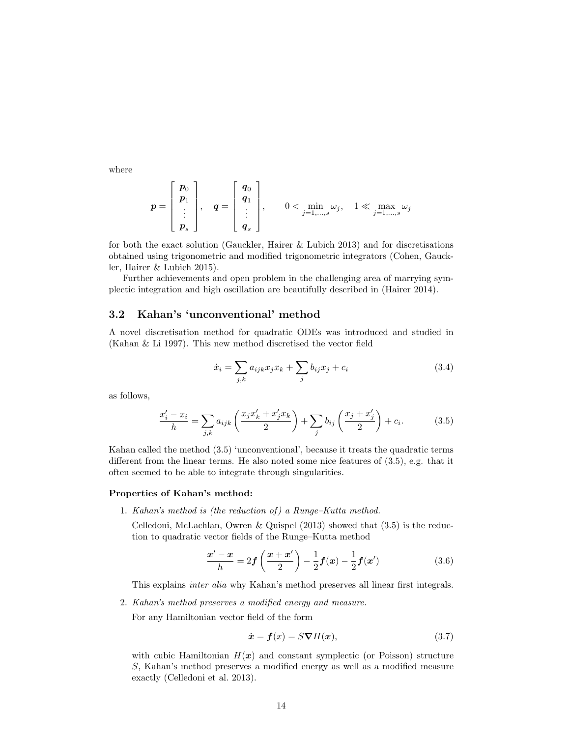where

$$\boldsymbol{p} = \begin{bmatrix} \boldsymbol{p}_0 \\ \boldsymbol{p}_1 \\ \vdots \\ \boldsymbol{p}_s \end{bmatrix}, \quad \boldsymbol{q} = \begin{bmatrix} \boldsymbol{q}_0 \\ \boldsymbol{q}_1 \\ \vdots \\ \boldsymbol{q}_s \end{bmatrix}, \qquad 0 < \min_{j=1,\ldots,s} \omega_j, \quad 1 \ll \max_{j=1,\ldots,s} \omega_j$$

for both the exact solution (Gauckler, Hairer & Lubich 2013) and for discretisations obtained using trigonometric and modified trigonometric integrators (Cohen, Gauckler, Hairer & Lubich 2015).

Further achievements and open problem in the challenging area of marrying symplectic integration and high oscillation are beautifully described in (Hairer 2014).

## 3.2 Kahan's 'unconventional' method

A novel discretisation method for quadratic ODEs was introduced and studied in (Kahan & Li 1997). This new method discretised the vector field

$$\dot{x}_i = \sum_{j,k} a_{ijk} x_j x_k + \sum_j b_{ij} x_j + c_i \tag{3.4}$$

as follows,

$$\frac{x_i' - x_i}{h} = \sum_{j,k} a_{ijk} \left( \frac{x_j x_k' + x_j' x_k}{2} \right) + \sum_j b_{ij} \left( \frac{x_j + x_j'}{2} \right) + c_i. \tag{3.5}$$

Kahan called the method (3.5) 'unconventional', because it treats the quadratic terms different from the linear terms. He also noted some nice features of (3.5), e.g. that it often seemed to be able to integrate through singularities.

**Properties of Kahan's method:**

1. *Kahan's method is (the reduction of) a Runge–Kutta method.*

   Celledoni, McLachlan, Owren & Quispel (2013) showed that (3.5) is the reduction to quadratic vector fields of the Runge–Kutta method

   $$\frac{\boldsymbol{x}' - \boldsymbol{x}}{h} = 2\boldsymbol{f}\left( \frac{\boldsymbol{x} + \boldsymbol{x}'}{2} \right) - \frac{1}{2}\boldsymbol{f}(\boldsymbol{x}) - \frac{1}{2}\boldsymbol{f}(\boldsymbol{x}') \tag{3.6}$$

   This explains *inter alia* why Kahan's method preserves all linear first integrals.

2. *Kahan's method preserves a modified energy and measure.*

   For any Hamiltonian vector field of the form

   $$\dot{\boldsymbol{x}} = \boldsymbol{f}(x) = S\boldsymbol{\nabla} H(\boldsymbol{x}), \tag{3.7}$$

   with cubic Hamiltonian $H(\boldsymbol{x})$ and constant symplectic (or Poisson) structure $S$, Kahan's method preserves a modified energy as well as a modified measure exactly (Celledoni et al. 2013).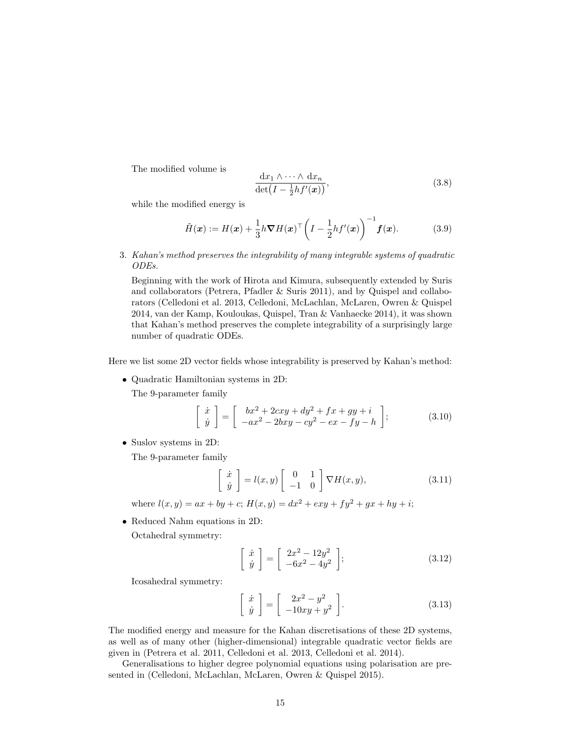The modified volume is

$$\frac{\mathrm{d}x_1 \wedge \cdots \wedge \mathrm{d}x_n}{\det\left(I - \frac{1}{2}hf'(\boldsymbol{x})\right)}, \tag{3.8}$$

while the modified energy is

$$\tilde{H}(\boldsymbol{x}) := H(\boldsymbol{x}) + \frac{1}{3}h\boldsymbol{\nabla}H(\boldsymbol{x})^\top \left(I - \frac{1}{2}hf'(\boldsymbol{x})\right)^{-1} \boldsymbol{f}(\boldsymbol{x}). \tag{3.9}$$

3. *Kahan's method preserves the integrability of many integrable systems of quadratic ODEs.*

   Beginning with the work of Hirota and Kimura, subsequently extended by Suris and collaborators (Petrera, Pfadler & Suris 2011), and by Quispel and collaborators (Celledoni et al. 2013, Celledoni, McLachlan, McLaren, Owren & Quispel 2014, van der Kamp, Kouloukas, Quispel, Tran & Vanhaecke 2014), it was shown that Kahan's method preserves the complete integrability of a surprisingly large number of quadratic ODEs.

Here we list some 2D vector fields whose integrability is preserved by Kahan's method:

- Quadratic Hamiltonian systems in 2D:

  The 9-parameter family

$$\left[\begin{array}{c} \dot{x} \\ \dot{y} \end{array}\right] = \left[\begin{array}{c} bx^2 + 2cxy + dy^2 + fx + gy + i \\ -ax^2 - 2bxy - cy^2 - ex - fy - h \end{array}\right]; \tag{3.10}$$

- Suslov systems in 2D:

  The 9-parameter family

$$\left[\begin{array}{c} \dot{x} \\ \dot{y} \end{array}\right] = l(x,y) \left[\begin{array}{cc} 0 & 1 \\ -1 & 0 \end{array}\right] \nabla H(x,y), \tag{3.11}$$

  where $l(x,y) = ax + by + c$; $H(x,y) = dx^2 + exy + fy^2 + gx + hy + i$;

- Reduced Nahm equations in 2D:

  Octahedral symmetry:

$$\left[\begin{array}{c} \dot{x} \\ \dot{y} \end{array}\right] = \left[\begin{array}{c} 2x^2 - 12y^2 \\ -6x^2 - 4y^2 \end{array}\right]; \tag{3.12}$$

  Icosahedral symmetry:

$$\left[\begin{array}{c} \dot{x} \\ \dot{y} \end{array}\right] = \left[\begin{array}{c} 2x^2 - y^2 \\ -10xy + y^2 \end{array}\right]. \tag{3.13}$$

The modified energy and measure for the Kahan discretisations of these 2D systems, as well as of many other (higher-dimensional) integrable quadratic vector fields are given in (Petrera et al. 2011, Celledoni et al. 2013, Celledoni et al. 2014).

Generalisations to higher degree polynomial equations using polarisation are presented in (Celledoni, McLachlan, McLaren, Owren & Quispel 2015).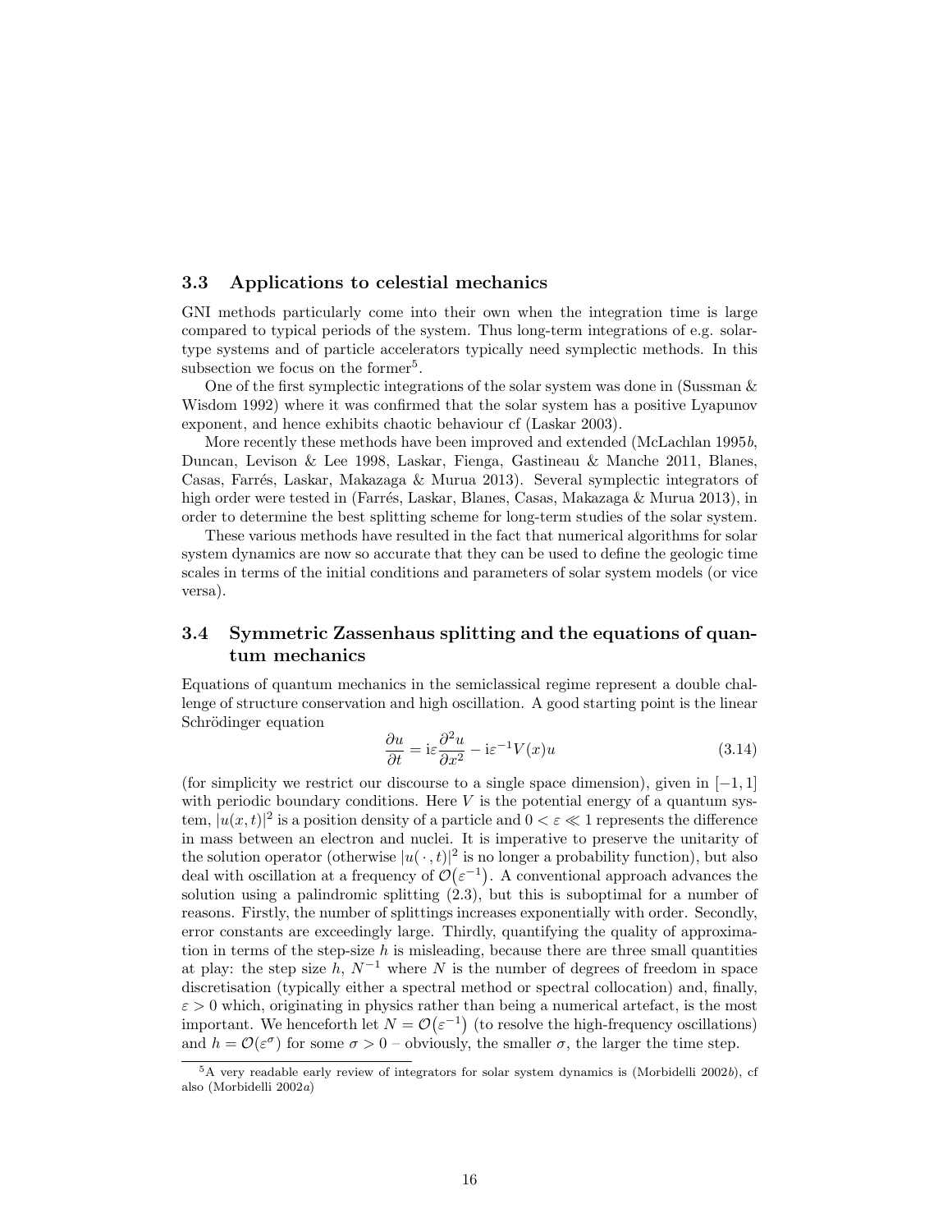### 3.3 Applications to celestial mechanics

GNI methods particularly come into their own when the integration time is large compared to typical periods of the system. Thus long-term integrations of e.g. solar-type systems and of particle accelerators typically need symplectic methods. In this subsection we focus on the former[5].

One of the first symplectic integrations of the solar system was done in (Sussman & Wisdom 1992) where it was confirmed that the solar system has a positive Lyapunov exponent, and hence exhibits chaotic behaviour cf (Laskar 2003).

More recently these methods have been improved and extended (McLachlan 1995*b*, Duncan, Levison & Lee 1998, Laskar, Fienga, Gastineau & Manche 2011, Blanes, Casas, Farrés, Laskar, Makazaga & Murua 2013). Several symplectic integrators of high order were tested in (Farrés, Laskar, Blanes, Casas, Makazaga & Murua 2013), in order to determine the best splitting scheme for long-term studies of the solar system.

These various methods have resulted in the fact that numerical algorithms for solar system dynamics are now so accurate that they can be used to define the geologic time scales in terms of the initial conditions and parameters of solar system models (or vice versa).

### 3.4 Symmetric Zassenhaus splitting and the equations of quantum mechanics

Equations of quantum mechanics in the semiclassical regime represent a double challenge of structure conservation and high oscillation. A good starting point is the linear Schrödinger equation

$$\frac{\partial u}{\partial t} = \mathrm{i}\varepsilon \frac{\partial^2 u}{\partial x^2} - \mathrm{i}\varepsilon^{-1} V(x) u \tag{3.14}$$

(for simplicity we restrict our discourse to a single space dimension), given in $[-1, 1]$ with periodic boundary conditions. Here $V$ is the potential energy of a quantum system, $|u(x,t)|^2$ is a position density of a particle and $0 < \varepsilon \ll 1$ represents the difference in mass between an electron and nuclei. It is imperative to preserve the unitarity of the solution operator (otherwise $|u(\,\cdot\,,t)|^2$ is no longer a probability function), but also deal with oscillation at a frequency of $\mathcal{O}(\varepsilon^{-1})$. A conventional approach advances the solution using a palindromic splitting (2.3), but this is suboptimal for a number of reasons. Firstly, the number of splittings increases exponentially with order. Secondly, error constants are exceedingly large. Thirdly, quantifying the quality of approximation in terms of the step-size $h$ is misleading, because there are three small quantities at play: the step size $h$, $N^{-1}$ where $N$ is the number of degrees of freedom in space discretisation (typically either a spectral method or spectral collocation) and, finally, $\varepsilon > 0$ which, originating in physics rather than being a numerical artefact, is the most important. We henceforth let $N = \mathcal{O}(\varepsilon^{-1})$ (to resolve the high-frequency oscillations) and $h = \mathcal{O}(\varepsilon^{\sigma})$ for some $\sigma > 0$ – obviously, the smaller $\sigma$, the larger the time step.

[5] A very readable early review of integrators for solar system dynamics is (Morbidelli 2002*b*), cf also (Morbidelli 2002*a*)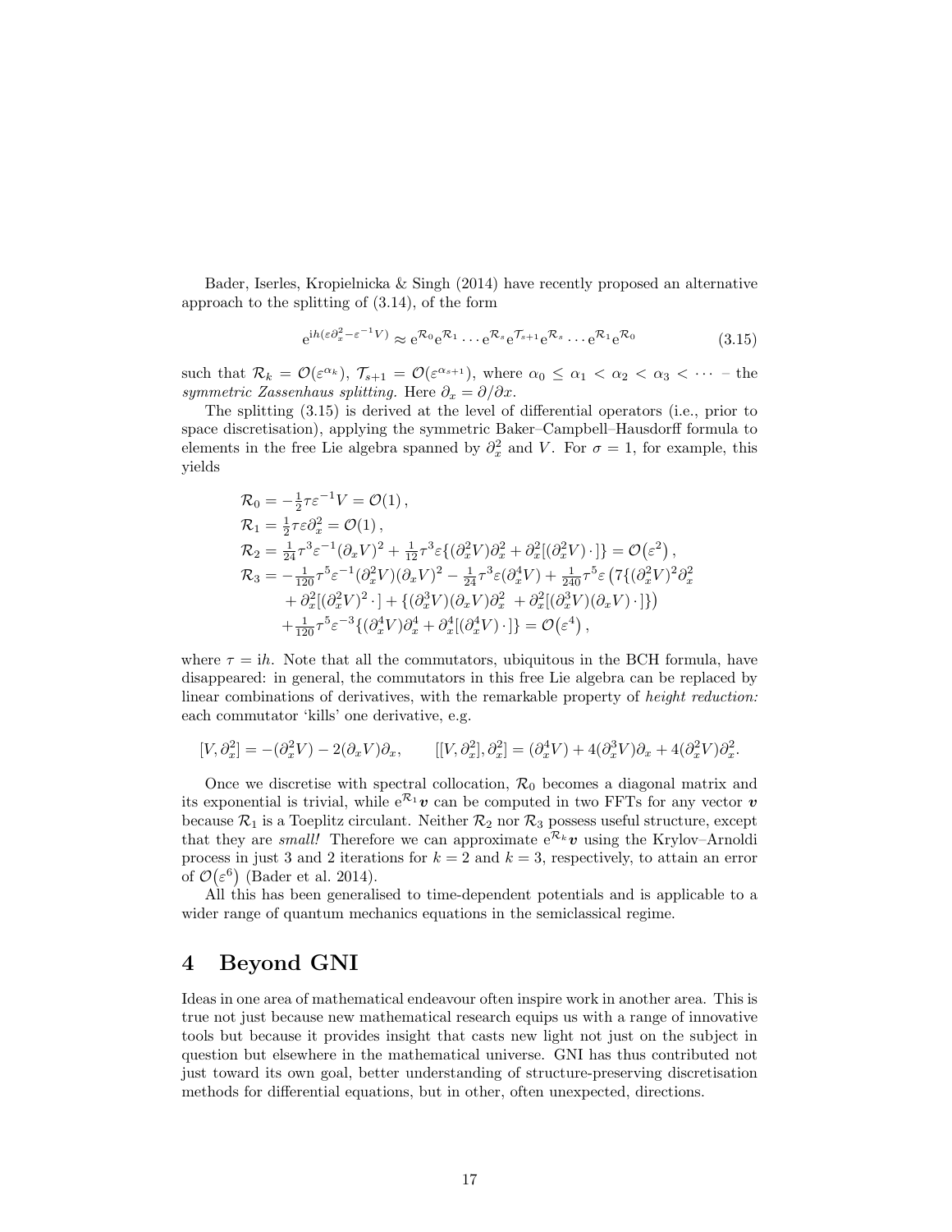Bader, Iserles, Kropielnicka & Singh (2014) have recently proposed an alternative approach to the splitting of (3.14), of the form

$$\mathrm{e}^{\mathrm{i}h(\varepsilon\partial_x^2-\varepsilon^{-1}V)} \approx \mathrm{e}^{\mathcal{R}_0}\mathrm{e}^{\mathcal{R}_1}\cdots\mathrm{e}^{\mathcal{R}_s}\mathrm{e}^{\mathcal{T}_{s+1}}\mathrm{e}^{\mathcal{R}_s}\cdots\mathrm{e}^{\mathcal{R}_1}\mathrm{e}^{\mathcal{R}_0} \tag{3.15}$$

such that $\mathcal{R}_k = \mathcal{O}(\varepsilon^{\alpha_k})$, $\mathcal{T}_{s+1} = \mathcal{O}(\varepsilon^{\alpha_{s+1}})$, where $\alpha_0 \le \alpha_1 < \alpha_2 < \alpha_3 < \cdots$ – the *symmetric Zassenhaus splitting.* Here $\partial_x = \partial/\partial x$.

The splitting (3.15) is derived at the level of differential operators (i.e., prior to space discretisation), applying the symmetric Baker–Campbell–Hausdorff formula to elements in the free Lie algebra spanned by $\partial_x^2$ and $V$. For $\sigma = 1$, for example, this yields

$$\begin{aligned}
\mathcal{R}_0 &= -\tfrac{1}{2}\tau\varepsilon^{-1}V = \mathcal{O}(1)\,,\\
\mathcal{R}_1 &= \tfrac{1}{2}\tau\varepsilon\partial_x^2 = \mathcal{O}(1)\,,\\
\mathcal{R}_2 &= \tfrac{1}{24}\tau^3\varepsilon^{-1}(\partial_x V)^2 + \tfrac{1}{12}\tau^3\varepsilon\{(\partial_x^2 V)\partial_x^2 + \partial_x^2[(\partial_x^2 V)\,\cdot\,]\} = \mathcal{O}\big(\varepsilon^2\big)\,,\\
\mathcal{R}_3 &= -\tfrac{1}{120}\tau^5\varepsilon^{-1}(\partial_x^2 V)(\partial_x V)^2 - \tfrac{1}{24}\tau^3\varepsilon(\partial_x^4 V) + \tfrac{1}{240}\tau^5\varepsilon\big(7\{(\partial_x^2 V)^2\partial_x^2\\
&\quad + \partial_x^2[(\partial_x^2 V)^2\,\cdot\,] + \{(\partial_x^3 V)(\partial_x V)\partial_x^2 \;+ \partial_x^2[(\partial_x^3 V)(\partial_x V)\,\cdot\,]\}\big)\\
&\quad + \tfrac{1}{120}\tau^5\varepsilon^{-3}\{(\partial_x^4 V)\partial_x^4 + \partial_x^4[(\partial_x^4 V)\,\cdot\,]\} = \mathcal{O}\big(\varepsilon^4\big)\,,
\end{aligned}$$

where $\tau = \mathrm{i}h$. Note that all the commutators, ubiquitous in the BCH formula, have disappeared: in general, the commutators in this free Lie algebra can be replaced by linear combinations of derivatives, with the remarkable property of *height reduction:* each commutator 'kills' one derivative, e.g.

$$[V,\partial_x^2] = -(\partial_x^2 V) - 2(\partial_x V)\partial_x, \qquad [[V,\partial_x^2],\partial_x^2] = (\partial_x^4 V) + 4(\partial_x^3 V)\partial_x + 4(\partial_x^2 V)\partial_x^2.$$

Once we discretise with spectral collocation, $\mathcal{R}_0$ becomes a diagonal matrix and its exponential is trivial, while $\mathrm{e}^{\mathcal{R}_1}\boldsymbol{v}$ can be computed in two FFTs for any vector $\boldsymbol{v}$ because $\mathcal{R}_1$ is a Toeplitz circulant. Neither $\mathcal{R}_2$ nor $\mathcal{R}_3$ possess useful structure, except that they are *small!* Therefore we can approximate $\mathrm{e}^{\mathcal{R}_k}\boldsymbol{v}$ using the Krylov–Arnoldi process in just 3 and 2 iterations for $k = 2$ and $k = 3$, respectively, to attain an error of $\mathcal{O}\big(\varepsilon^6\big)$ (Bader et al. 2014).

All this has been generalised to time-dependent potentials and is applicable to a wider range of quantum mechanics equations in the semiclassical regime.

# 4 Beyond GNI

Ideas in one area of mathematical endeavour often inspire work in another area. This is true not just because new mathematical research equips us with a range of innovative tools but because it provides insight that casts new light not just on the subject in question but elsewhere in the mathematical universe. GNI has thus contributed not just toward its own goal, better understanding of structure-preserving discretisation methods for differential equations, but in other, often unexpected, directions.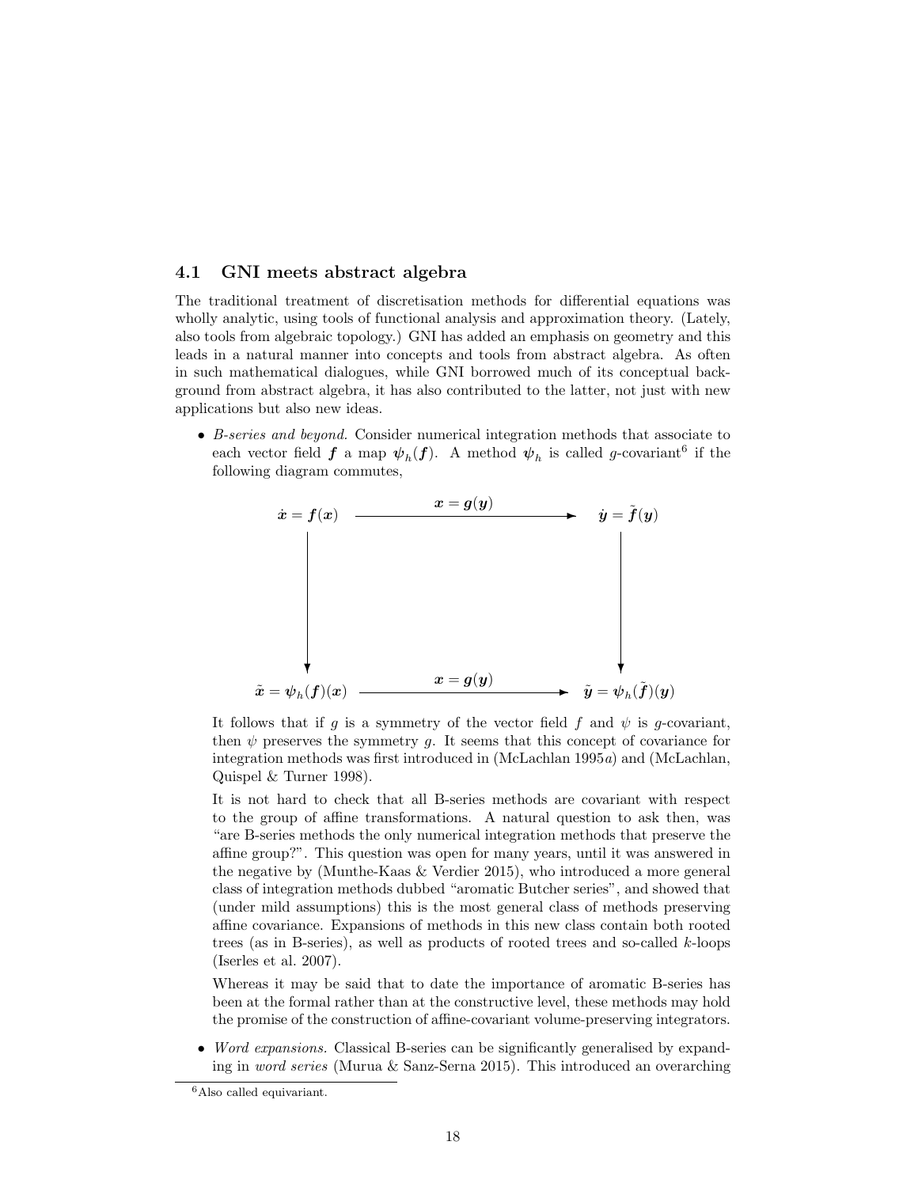### 4.1 GNI meets abstract algebra

The traditional treatment of discretisation methods for differential equations was wholly analytic, using tools of functional analysis and approximation theory. (Lately, also tools from algebraic topology.) GNI has added an emphasis on geometry and this leads in a natural manner into concepts and tools from abstract algebra. As often in such mathematical dialogues, while GNI borrowed much of its conceptual background from abstract algebra, it has also contributed to the latter, not just with new applications but also new ideas.

- *B-series and beyond.* Consider numerical integration methods that associate to each vector field $\boldsymbol{f}$ a map $\boldsymbol{\psi}_h(\boldsymbol{f})$. A method $\boldsymbol{\psi}_h$ is called $g$-covariant[6] if the following diagram commutes,

$$
\begin{array}{ccc}
\dot{\boldsymbol{x}} = \boldsymbol{f}(\boldsymbol{x}) & \xrightarrow{\quad \boldsymbol{x} = \boldsymbol{g}(\boldsymbol{y}) \quad} & \dot{\boldsymbol{y}} = \tilde{\boldsymbol{f}}(\boldsymbol{y}) \\
\big\downarrow & & \big\downarrow \\
\tilde{\boldsymbol{x}} = \boldsymbol{\psi}_h(\boldsymbol{f})(\boldsymbol{x}) & \xrightarrow{\quad \boldsymbol{x} = \boldsymbol{g}(\boldsymbol{y}) \quad} & \tilde{\boldsymbol{y}} = \boldsymbol{\psi}_h(\tilde{\boldsymbol{f}})(\boldsymbol{y})
\end{array}
$$

  It follows that if $g$ is a symmetry of the vector field $f$ and $\psi$ is $g$-covariant, then $\psi$ preserves the symmetry $g$. It seems that this concept of covariance for integration methods was first introduced in (McLachlan 1995*a*) and (McLachlan, Quispel & Turner 1998).

  It is not hard to check that all B-series methods are covariant with respect to the group of affine transformations. A natural question to ask then, was "are B-series methods the only numerical integration methods that preserve the affine group?". This question was open for many years, until it was answered in the negative by (Munthe-Kaas & Verdier 2015), who introduced a more general class of integration methods dubbed "aromatic Butcher series", and showed that (under mild assumptions) this is the most general class of methods preserving affine covariance. Expansions of methods in this new class contain both rooted trees (as in B-series), as well as products of rooted trees and so-called $k$-loops (Iserles et al. 2007).

  Whereas it may be said that to date the importance of aromatic B-series has been at the formal rather than at the constructive level, these methods may hold the promise of the construction of affine-covariant volume-preserving integrators.

- *Word expansions.* Classical B-series can be significantly generalised by expanding in *word series* (Murua & Sanz-Serna 2015). This introduced an overarching

[6] Also called equivariant.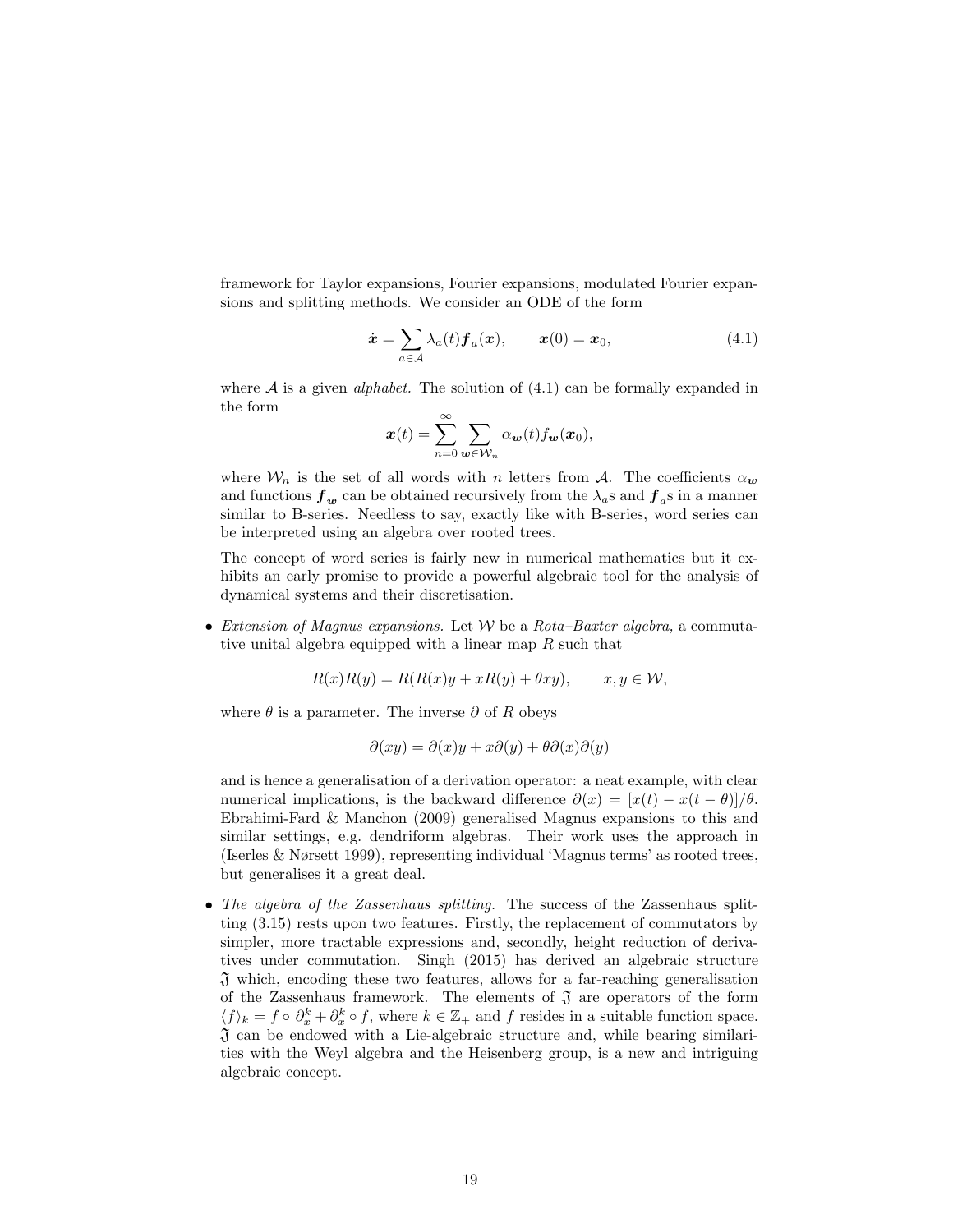framework for Taylor expansions, Fourier expansions, modulated Fourier expansions and splitting methods. We consider an ODE of the form

$$\dot{\boldsymbol{x}} = \sum_{a\in\mathcal{A}} \lambda_a(t)\boldsymbol{f}_a(\boldsymbol{x}), \qquad \boldsymbol{x}(0) = \boldsymbol{x}_0, \tag{4.1}$$

where $\mathcal{A}$ is a given *alphabet*. The solution of (4.1) can be formally expanded in the form

$$\boldsymbol{x}(t) = \sum_{n=0}^{\infty} \sum_{\boldsymbol{w}\in\mathcal{W}_n} \alpha_{\boldsymbol{w}}(t) f_{\boldsymbol{w}}(\boldsymbol{x}_0),$$

where $\mathcal{W}_n$ is the set of all words with $n$ letters from $\mathcal{A}$. The coefficients $\alpha_{\boldsymbol{w}}$ and functions $\boldsymbol{f}_{\boldsymbol{w}}$ can be obtained recursively from the $\lambda_a$s and $\boldsymbol{f}_a$s in a manner similar to B-series. Needless to say, exactly like with B-series, word series can be interpreted using an algebra over rooted trees.

The concept of word series is fairly new in numerical mathematics but it exhibits an early promise to provide a powerful algebraic tool for the analysis of dynamical systems and their discretisation.

- *Extension of Magnus expansions.* Let $\mathcal{W}$ be a *Rota–Baxter algebra,* a commutative unital algebra equipped with a linear map $R$ such that

  $$R(x)R(y) = R(R(x)y + xR(y) + \theta xy), \qquad x, y \in \mathcal{W},$$

  where $\theta$ is a parameter. The inverse $\partial$ of $R$ obeys

  $$\partial(xy) = \partial(x)y + x\partial(y) + \theta\partial(x)\partial(y)$$

  and is hence a generalisation of a derivation operator: a neat example, with clear numerical implications, is the backward difference $\partial(x) = [x(t) - x(t-\theta)]/\theta$. Ebrahimi-Fard & Manchon (2009) generalised Magnus expansions to this and similar settings, e.g. dendriform algebras. Their work uses the approach in (Iserles & Nørsett 1999), representing individual 'Magnus terms' as rooted trees, but generalises it a great deal.

- *The algebra of the Zassenhaus splitting.* The success of the Zassenhaus splitting (3.15) rests upon two features. Firstly, the replacement of commutators by simpler, more tractable expressions and, secondly, height reduction of derivatives under commutation. Singh (2015) has derived an algebraic structure $\mathfrak{J}$ which, encoding these two features, allows for a far-reaching generalisation of the Zassenhaus framework. The elements of $\mathfrak{J}$ are operators of the form $\langle f\rangle_k = f \circ \partial_x^k + \partial_x^k \circ f$, where $k \in \mathbb{Z}_+$ and $f$ resides in a suitable function space. $\mathfrak{J}$ can be endowed with a Lie-algebraic structure and, while bearing similarities with the Weyl algebra and the Heisenberg group, is a new and intriguing algebraic concept.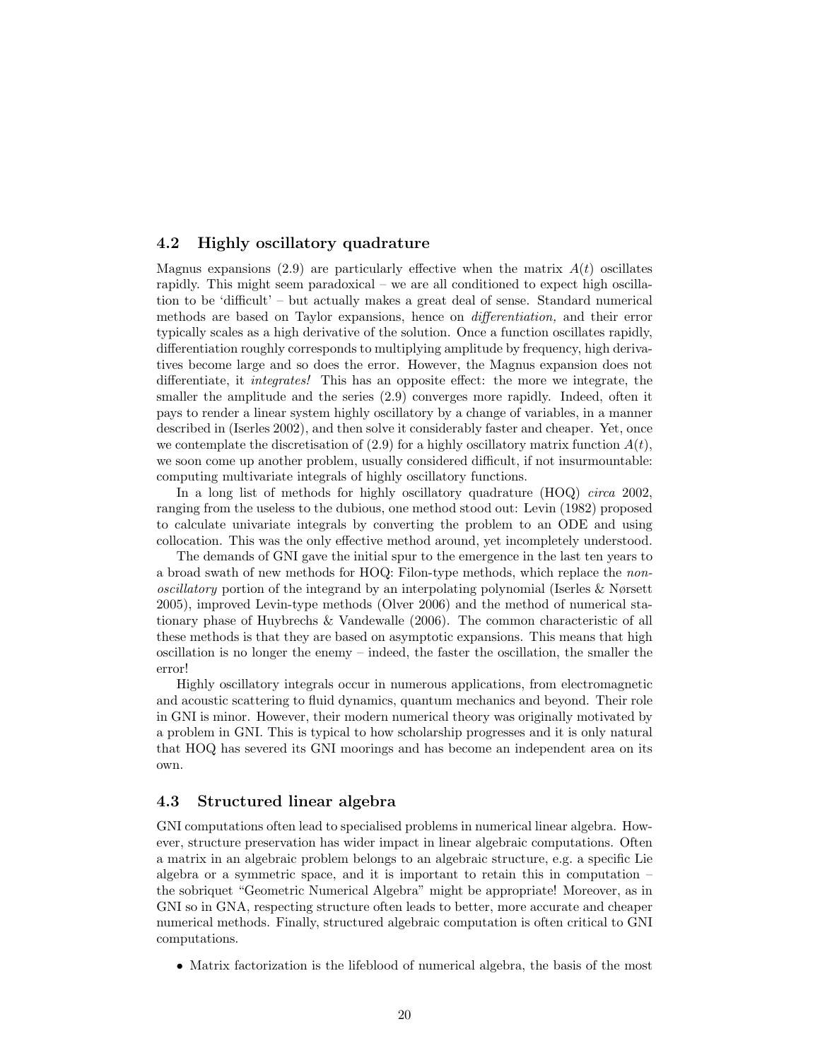### 4.2 Highly oscillatory quadrature

Magnus expansions (2.9) are particularly effective when the matrix $A(t)$ oscillates rapidly. This might seem paradoxical – we are all conditioned to expect high oscillation to be 'difficult' – but actually makes a great deal of sense. Standard numerical methods are based on Taylor expansions, hence on *differentiation,* and their error typically scales as a high derivative of the solution. Once a function oscillates rapidly, differentiation roughly corresponds to multiplying amplitude by frequency, high derivatives become large and so does the error. However, the Magnus expansion does not differentiate, it *integrates!* This has an opposite effect: the more we integrate, the smaller the amplitude and the series (2.9) converges more rapidly. Indeed, often it pays to render a linear system highly oscillatory by a change of variables, in a manner described in (Iserles 2002), and then solve it considerably faster and cheaper. Yet, once we contemplate the discretisation of (2.9) for a highly oscillatory matrix function $A(t)$, we soon come up another problem, usually considered difficult, if not insurmountable: computing multivariate integrals of highly oscillatory functions.

In a long list of methods for highly oscillatory quadrature (HOQ) *circa* 2002, ranging from the useless to the dubious, one method stood out: Levin (1982) proposed to calculate univariate integrals by converting the problem to an ODE and using collocation. This was the only effective method around, yet incompletely understood.

The demands of GNI gave the initial spur to the emergence in the last ten years to a broad swath of new methods for HOQ: Filon-type methods, which replace the *non-oscillatory* portion of the integrand by an interpolating polynomial (Iserles & Nørsett 2005), improved Levin-type methods (Olver 2006) and the method of numerical stationary phase of Huybrechs & Vandewalle (2006). The common characteristic of all these methods is that they are based on asymptotic expansions. This means that high oscillation is no longer the enemy – indeed, the faster the oscillation, the smaller the error!

Highly oscillatory integrals occur in numerous applications, from electromagnetic and acoustic scattering to fluid dynamics, quantum mechanics and beyond. Their role in GNI is minor. However, their modern numerical theory was originally motivated by a problem in GNI. This is typical to how scholarship progresses and it is only natural that HOQ has severed its GNI moorings and has become an independent area on its own.

### 4.3 Structured linear algebra

GNI computations often lead to specialised problems in numerical linear algebra. However, structure preservation has wider impact in linear algebraic computations. Often a matrix in an algebraic problem belongs to an algebraic structure, e.g. a specific Lie algebra or a symmetric space, and it is important to retain this in computation – the sobriquet "Geometric Numerical Algebra" might be appropriate! Moreover, as in GNI so in GNA, respecting structure often leads to better, more accurate and cheaper numerical methods. Finally, structured algebraic computation is often critical to GNI computations.

- Matrix factorization is the lifeblood of numerical algebra, the basis of the most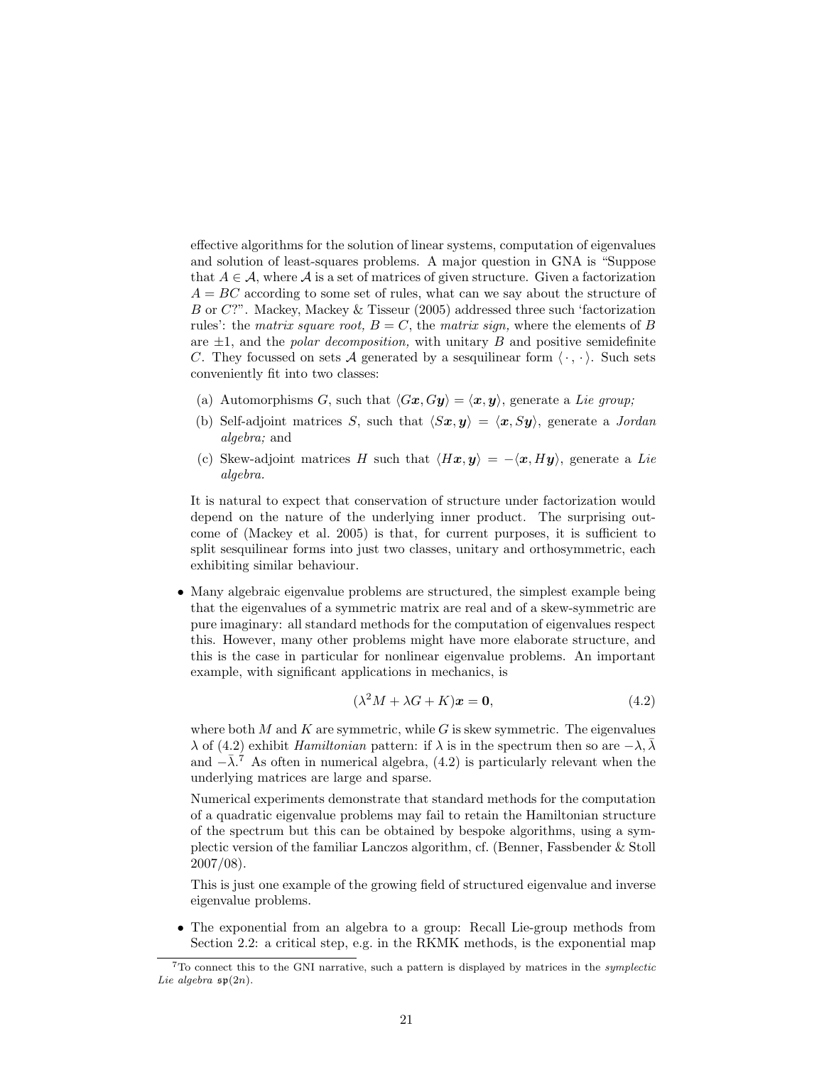effective algorithms for the solution of linear systems, computation of eigenvalues and solution of least-squares problems. A major question in GNA is "Suppose that $A \in \mathcal{A}$, where $\mathcal{A}$ is a set of matrices of given structure. Given a factorization $A = BC$ according to some set of rules, what can we say about the structure of $B$ or $C$?". Mackey, Mackey & Tisseur (2005) addressed three such 'factorization rules': the *matrix square root,* $B = C$, the *matrix sign,* where the elements of $B$ are $\pm 1$, and the *polar decomposition,* with unitary $B$ and positive semidefinite $C$. They focussed on sets $\mathcal{A}$ generated by a sesquilinear form $\langle \cdot\,, \cdot \rangle$. Such sets conveniently fit into two classes:

(a) Automorphisms $G$, such that $\langle G\boldsymbol{x}, G\boldsymbol{y}\rangle = \langle \boldsymbol{x}, \boldsymbol{y}\rangle$, generate a *Lie group;*

(b) Self-adjoint matrices $S$, such that $\langle S\boldsymbol{x}, \boldsymbol{y}\rangle = \langle \boldsymbol{x}, S\boldsymbol{y}\rangle$, generate a *Jordan algebra;* and

(c) Skew-adjoint matrices $H$ such that $\langle H\boldsymbol{x}, \boldsymbol{y}\rangle = -\langle \boldsymbol{x}, H\boldsymbol{y}\rangle$, generate a *Lie algebra.*

It is natural to expect that conservation of structure under factorization would depend on the nature of the underlying inner product. The surprising outcome of (Mackey et al. 2005) is that, for current purposes, it is sufficient to split sesquilinear forms into just two classes, unitary and orthosymmetric, each exhibiting similar behaviour.

- Many algebraic eigenvalue problems are structured, the simplest example being that the eigenvalues of a symmetric matrix are real and of a skew-symmetric are pure imaginary: all standard methods for the computation of eigenvalues respect this. However, many other problems might have more elaborate structure, and this is the case in particular for nonlinear eigenvalue problems. An important example, with significant applications in mechanics, is

$$(\lambda^2 M + \lambda G + K)\boldsymbol{x} = \boldsymbol{0}, \tag{4.2}$$

  where both $M$ and $K$ are symmetric, while $G$ is skew symmetric. The eigenvalues $\lambda$ of (4.2) exhibit *Hamiltonian* pattern: if $\lambda$ is in the spectrum then so are $-\lambda, \bar{\lambda}$ and $-\bar{\lambda}$.[7] As often in numerical algebra, (4.2) is particularly relevant when the underlying matrices are large and sparse.

  Numerical experiments demonstrate that standard methods for the computation of a quadratic eigenvalue problems may fail to retain the Hamiltonian structure of the spectrum but this can be obtained by bespoke algorithms, using a symplectic version of the familiar Lanczos algorithm, cf. (Benner, Fassbender & Stoll 2007/08).

  This is just one example of the growing field of structured eigenvalue and inverse eigenvalue problems.

- The exponential from an algebra to a group: Recall Lie-group methods from Section 2.2: a critical step, e.g. in the RKMK methods, is the exponential map

[7] To connect this to the GNI narrative, such a pattern is displayed by matrices in the *symplectic Lie algebra* $\mathfrak{sp}(2n)$.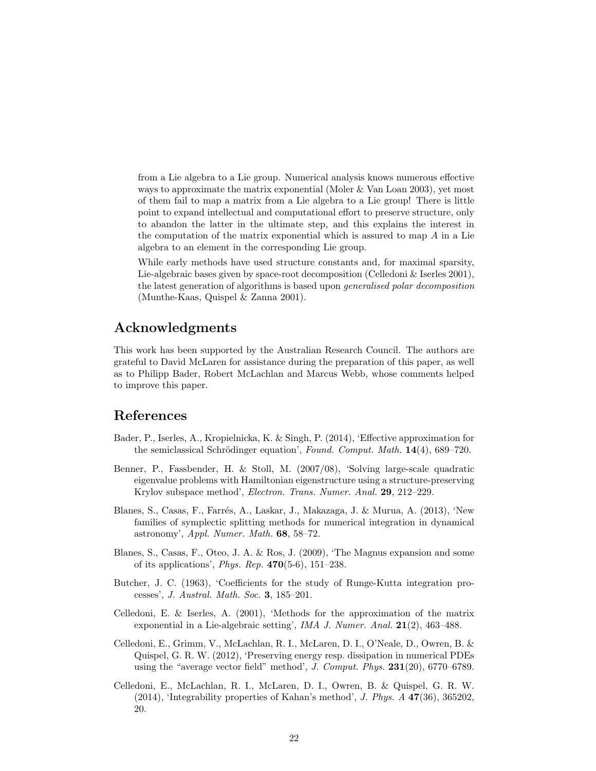from a Lie algebra to a Lie group. Numerical analysis knows numerous effective ways to approximate the matrix exponential (Moler & Van Loan 2003), yet most of them fail to map a matrix from a Lie algebra to a Lie group! There is little point to expand intellectual and computational effort to preserve structure, only to abandon the latter in the ultimate step, and this explains the interest in the computation of the matrix exponential which is assured to map $A$ in a Lie algebra to an element in the corresponding Lie group.

While early methods have used structure constants and, for maximal sparsity, Lie-algebraic bases given by space-root decomposition (Celledoni & Iserles 2001), the latest generation of algorithms is based upon *generalised polar decomposition* (Munthe-Kaas, Quispel & Zanna 2001).

## Acknowledgments

This work has been supported by the Australian Research Council. The authors are grateful to David McLaren for assistance during the preparation of this paper, as well as to Philipp Bader, Robert McLachlan and Marcus Webb, whose comments helped to improve this paper.

## References

Bader, P., Iserles, A., Kropielnicka, K. & Singh, P. (2014), 'Effective approximation for the semiclassical Schrödinger equation', *Found. Comput. Math.* **14**(4), 689–720.

Benner, P., Fassbender, H. & Stoll, M. (2007/08), 'Solving large-scale quadratic eigenvalue problems with Hamiltonian eigenstructure using a structure-preserving Krylov subspace method', *Electron. Trans. Numer. Anal.* **29**, 212–229.

Blanes, S., Casas, F., Farrés, A., Laskar, J., Makazaga, J. & Murua, A. (2013), 'New families of symplectic splitting methods for numerical integration in dynamical astronomy', *Appl. Numer. Math.* **68**, 58–72.

Blanes, S., Casas, F., Oteo, J. A. & Ros, J. (2009), 'The Magnus expansion and some of its applications', *Phys. Rep.* **470**(5-6), 151–238.

Butcher, J. C. (1963), 'Coefficients for the study of Runge-Kutta integration processes', *J. Austral. Math. Soc.* **3**, 185–201.

Celledoni, E. & Iserles, A. (2001), 'Methods for the approximation of the matrix exponential in a Lie-algebraic setting', *IMA J. Numer. Anal.* **21**(2), 463–488.

Celledoni, E., Grimm, V., McLachlan, R. I., McLaren, D. I., O'Neale, D., Owren, B. & Quispel, G. R. W. (2012), 'Preserving energy resp. dissipation in numerical PDEs using the "average vector field" method', *J. Comput. Phys.* **231**(20), 6770–6789.

Celledoni, E., McLachlan, R. I., McLaren, D. I., Owren, B. & Quispel, G. R. W. (2014), 'Integrability properties of Kahan's method', *J. Phys. A* **47**(36), 365202, 20.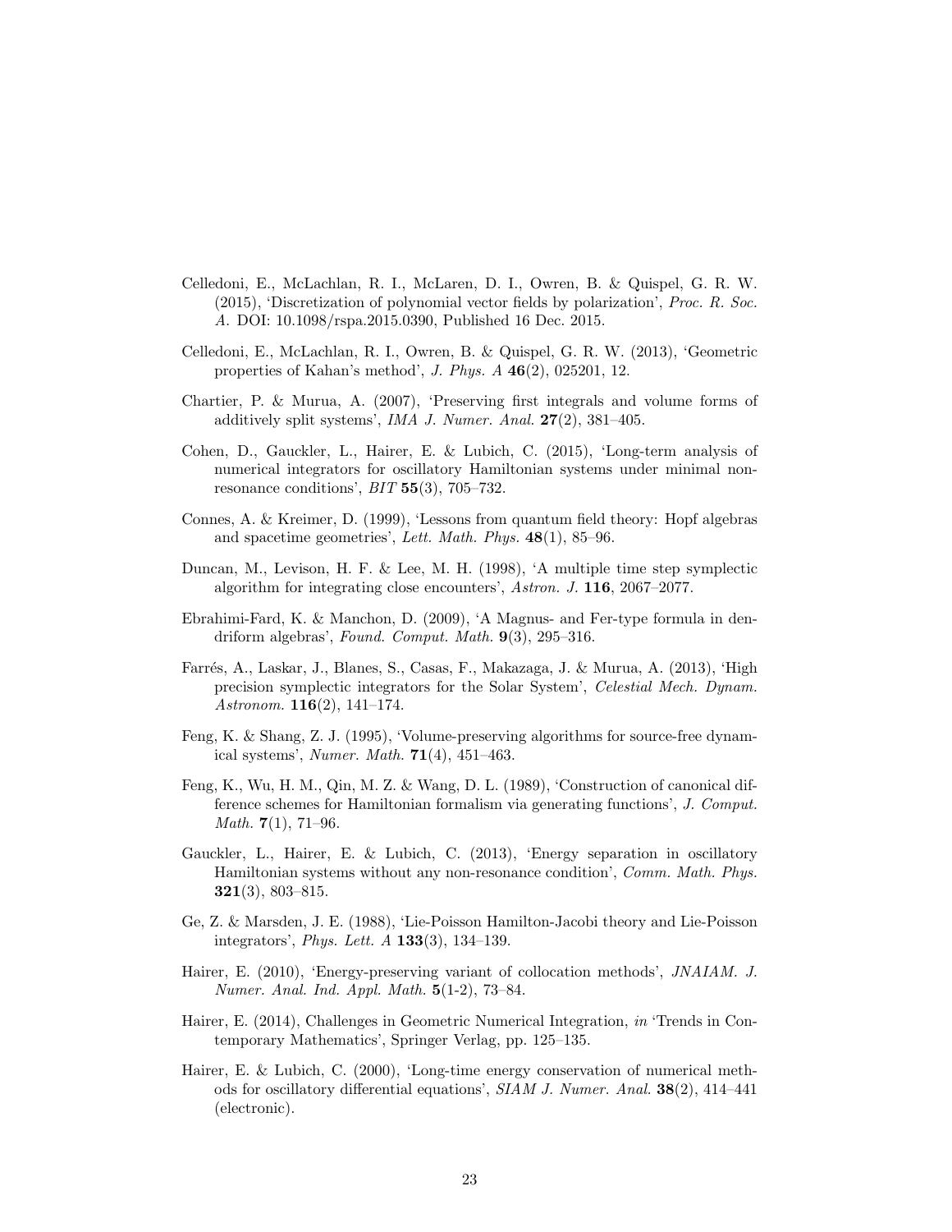Celledoni, E., McLachlan, R. I., McLaren, D. I., Owren, B. & Quispel, G. R. W. (2015), 'Discretization of polynomial vector fields by polarization', *Proc. R. Soc. A*. DOI: 10.1098/rspa.2015.0390, Published 16 Dec. 2015.

Celledoni, E., McLachlan, R. I., Owren, B. & Quispel, G. R. W. (2013), 'Geometric properties of Kahan's method', *J. Phys. A* **46**(2), 025201, 12.

Chartier, P. & Murua, A. (2007), 'Preserving first integrals and volume forms of additively split systems', *IMA J. Numer. Anal.* **27**(2), 381–405.

Cohen, D., Gauckler, L., Hairer, E. & Lubich, C. (2015), 'Long-term analysis of numerical integrators for oscillatory Hamiltonian systems under minimal non-resonance conditions', *BIT* **55**(3), 705–732.

Connes, A. & Kreimer, D. (1999), 'Lessons from quantum field theory: Hopf algebras and spacetime geometries', *Lett. Math. Phys.* **48**(1), 85–96.

Duncan, M., Levison, H. F. & Lee, M. H. (1998), 'A multiple time step symplectic algorithm for integrating close encounters', *Astron. J.* **116**, 2067–2077.

Ebrahimi-Fard, K. & Manchon, D. (2009), 'A Magnus- and Fer-type formula in dendriform algebras', *Found. Comput. Math.* **9**(3), 295–316.

Farrés, A., Laskar, J., Blanes, S., Casas, F., Makazaga, J. & Murua, A. (2013), 'High precision symplectic integrators for the Solar System', *Celestial Mech. Dynam. Astronom.* **116**(2), 141–174.

Feng, K. & Shang, Z. J. (1995), 'Volume-preserving algorithms for source-free dynamical systems', *Numer. Math.* **71**(4), 451–463.

Feng, K., Wu, H. M., Qin, M. Z. & Wang, D. L. (1989), 'Construction of canonical difference schemes for Hamiltonian formalism via generating functions', *J. Comput. Math.* **7**(1), 71–96.

Gauckler, L., Hairer, E. & Lubich, C. (2013), 'Energy separation in oscillatory Hamiltonian systems without any non-resonance condition', *Comm. Math. Phys.* **321**(3), 803–815.

Ge, Z. & Marsden, J. E. (1988), 'Lie-Poisson Hamilton-Jacobi theory and Lie-Poisson integrators', *Phys. Lett. A* **133**(3), 134–139.

Hairer, E. (2010), 'Energy-preserving variant of collocation methods', *JNAIAM. J. Numer. Anal. Ind. Appl. Math.* **5**(1-2), 73–84.

Hairer, E. (2014), Challenges in Geometric Numerical Integration, *in* 'Trends in Contemporary Mathematics', Springer Verlag, pp. 125–135.

Hairer, E. & Lubich, C. (2000), 'Long-time energy conservation of numerical methods for oscillatory differential equations', *SIAM J. Numer. Anal.* **38**(2), 414–441 (electronic).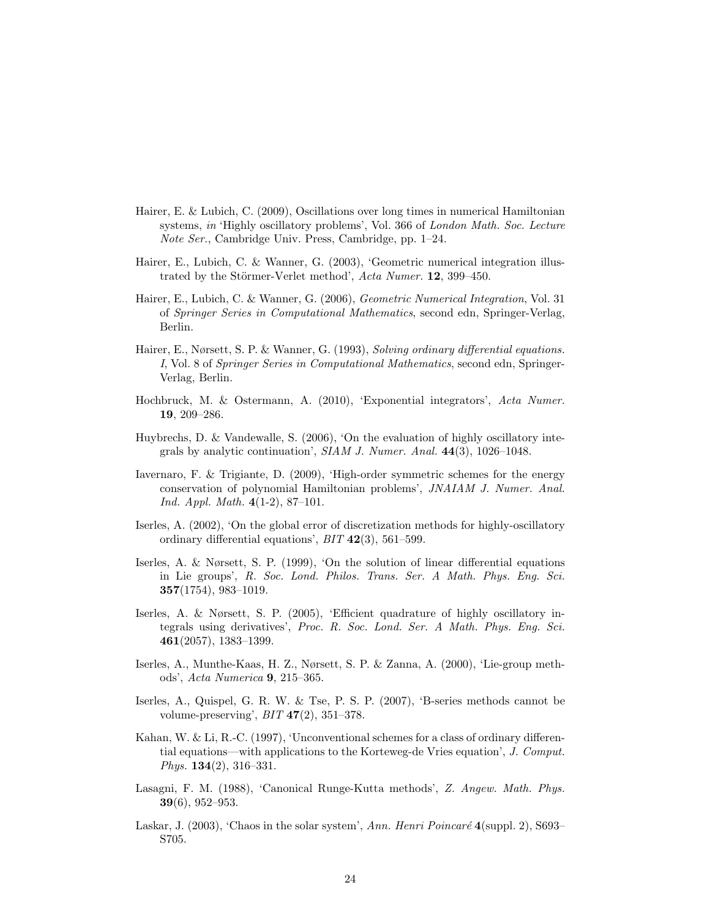Hairer, E. & Lubich, C. (2009), Oscillations over long times in numerical Hamiltonian systems, *in* 'Highly oscillatory problems', Vol. 366 of *London Math. Soc. Lecture Note Ser.*, Cambridge Univ. Press, Cambridge, pp. 1–24.

Hairer, E., Lubich, C. & Wanner, G. (2003), 'Geometric numerical integration illustrated by the Störmer-Verlet method', *Acta Numer.* **12**, 399–450.

Hairer, E., Lubich, C. & Wanner, G. (2006), *Geometric Numerical Integration*, Vol. 31 of *Springer Series in Computational Mathematics*, second edn, Springer-Verlag, Berlin.

Hairer, E., Nørsett, S. P. & Wanner, G. (1993), *Solving ordinary differential equations. I*, Vol. 8 of *Springer Series in Computational Mathematics*, second edn, Springer-Verlag, Berlin.

Hochbruck, M. & Ostermann, A. (2010), 'Exponential integrators', *Acta Numer.* **19**, 209–286.

Huybrechs, D. & Vandewalle, S. (2006), 'On the evaluation of highly oscillatory integrals by analytic continuation', *SIAM J. Numer. Anal.* **44**(3), 1026–1048.

Iavernaro, F. & Trigiante, D. (2009), 'High-order symmetric schemes for the energy conservation of polynomial Hamiltonian problems', *JNAIAM J. Numer. Anal. Ind. Appl. Math.* **4**(1-2), 87–101.

Iserles, A. (2002), 'On the global error of discretization methods for highly-oscillatory ordinary differential equations', *BIT* **42**(3), 561–599.

Iserles, A. & Nørsett, S. P. (1999), 'On the solution of linear differential equations in Lie groups', *R. Soc. Lond. Philos. Trans. Ser. A Math. Phys. Eng. Sci.* **357**(1754), 983–1019.

Iserles, A. & Nørsett, S. P. (2005), 'Efficient quadrature of highly oscillatory integrals using derivatives', *Proc. R. Soc. Lond. Ser. A Math. Phys. Eng. Sci.* **461**(2057), 1383–1399.

Iserles, A., Munthe-Kaas, H. Z., Nørsett, S. P. & Zanna, A. (2000), 'Lie-group methods', *Acta Numerica* **9**, 215–365.

Iserles, A., Quispel, G. R. W. & Tse, P. S. P. (2007), 'B-series methods cannot be volume-preserving', *BIT* **47**(2), 351–378.

Kahan, W. & Li, R.-C. (1997), 'Unconventional schemes for a class of ordinary differential equations—with applications to the Korteweg-de Vries equation', *J. Comput. Phys.* **134**(2), 316–331.

Lasagni, F. M. (1988), 'Canonical Runge-Kutta methods', *Z. Angew. Math. Phys.* **39**(6), 952–953.

Laskar, J. (2003), 'Chaos in the solar system', *Ann. Henri Poincaré* **4**(suppl. 2), S693–S705.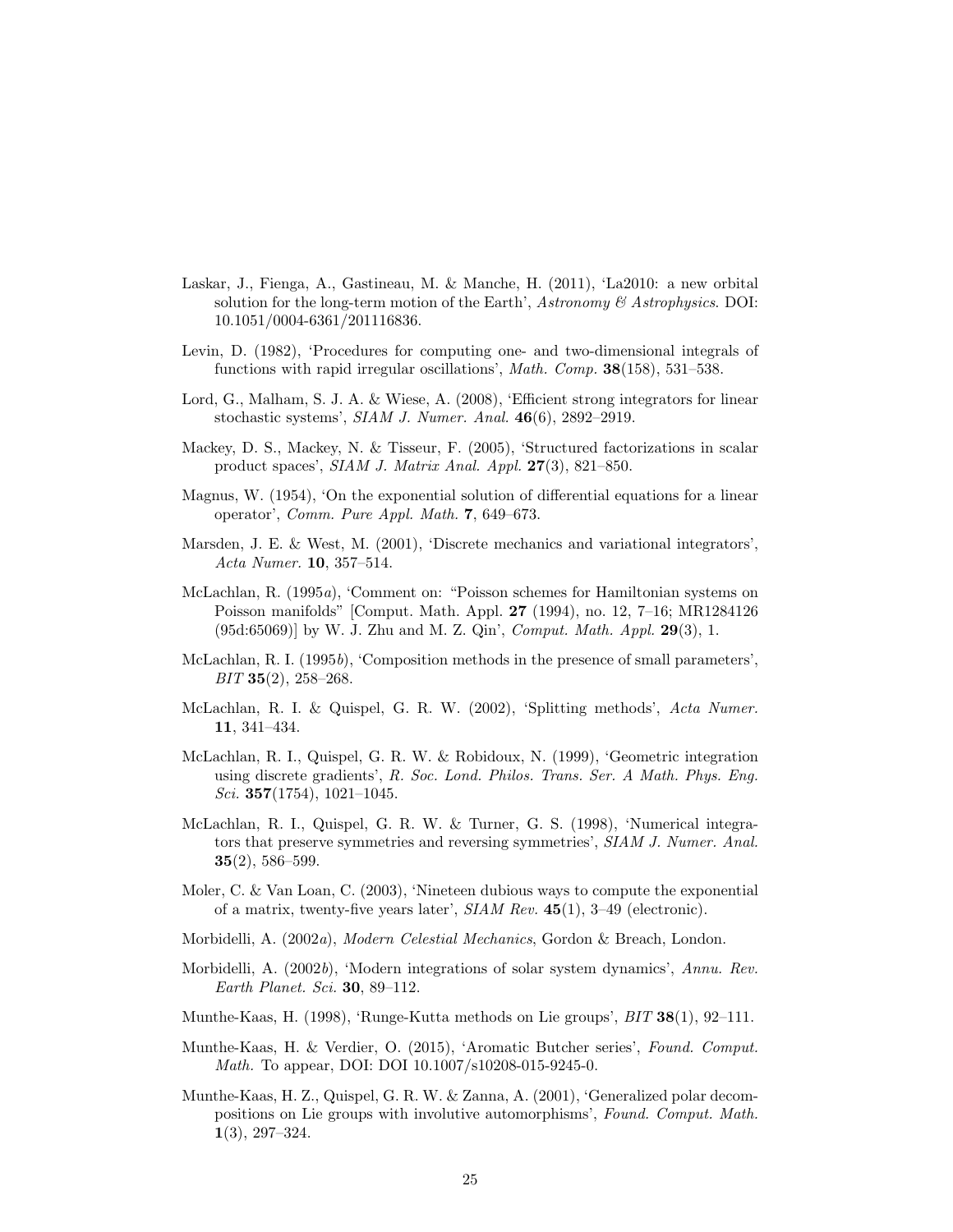Laskar, J., Fienga, A., Gastineau, M. & Manche, H. (2011), 'La2010: a new orbital solution for the long-term motion of the Earth', *Astronomy & Astrophysics*. DOI: 10.1051/0004-6361/201116836.

Levin, D. (1982), 'Procedures for computing one- and two-dimensional integrals of functions with rapid irregular oscillations', *Math. Comp.* **38**(158), 531–538.

Lord, G., Malham, S. J. A. & Wiese, A. (2008), 'Efficient strong integrators for linear stochastic systems', *SIAM J. Numer. Anal.* **46**(6), 2892–2919.

Mackey, D. S., Mackey, N. & Tisseur, F. (2005), 'Structured factorizations in scalar product spaces', *SIAM J. Matrix Anal. Appl.* **27**(3), 821–850.

Magnus, W. (1954), 'On the exponential solution of differential equations for a linear operator', *Comm. Pure Appl. Math.* **7**, 649–673.

Marsden, J. E. & West, M. (2001), 'Discrete mechanics and variational integrators', *Acta Numer.* **10**, 357–514.

McLachlan, R. (1995*a*), 'Comment on: "Poisson schemes for Hamiltonian systems on Poisson manifolds" [Comput. Math. Appl. **27** (1994), no. 12, 7–16; MR1284126 (95d:65069)] by W. J. Zhu and M. Z. Qin', *Comput. Math. Appl.* **29**(3), 1.

McLachlan, R. I. (1995*b*), 'Composition methods in the presence of small parameters', *BIT* **35**(2), 258–268.

McLachlan, R. I. & Quispel, G. R. W. (2002), 'Splitting methods', *Acta Numer.* **11**, 341–434.

McLachlan, R. I., Quispel, G. R. W. & Robidoux, N. (1999), 'Geometric integration using discrete gradients', *R. Soc. Lond. Philos. Trans. Ser. A Math. Phys. Eng. Sci.* **357**(1754), 1021–1045.

McLachlan, R. I., Quispel, G. R. W. & Turner, G. S. (1998), 'Numerical integrators that preserve symmetries and reversing symmetries', *SIAM J. Numer. Anal.* **35**(2), 586–599.

Moler, C. & Van Loan, C. (2003), 'Nineteen dubious ways to compute the exponential of a matrix, twenty-five years later', *SIAM Rev.* **45**(1), 3–49 (electronic).

Morbidelli, A. (2002*a*), *Modern Celestial Mechanics*, Gordon & Breach, London.

Morbidelli, A. (2002*b*), 'Modern integrations of solar system dynamics', *Annu. Rev. Earth Planet. Sci.* **30**, 89–112.

Munthe-Kaas, H. (1998), 'Runge-Kutta methods on Lie groups', *BIT* **38**(1), 92–111.

Munthe-Kaas, H. & Verdier, O. (2015), 'Aromatic Butcher series', *Found. Comput. Math.* To appear, DOI: DOI 10.1007/s10208-015-9245-0.

Munthe-Kaas, H. Z., Quispel, G. R. W. & Zanna, A. (2001), 'Generalized polar decompositions on Lie groups with involutive automorphisms', *Found. Comput. Math.* **1**(3), 297–324.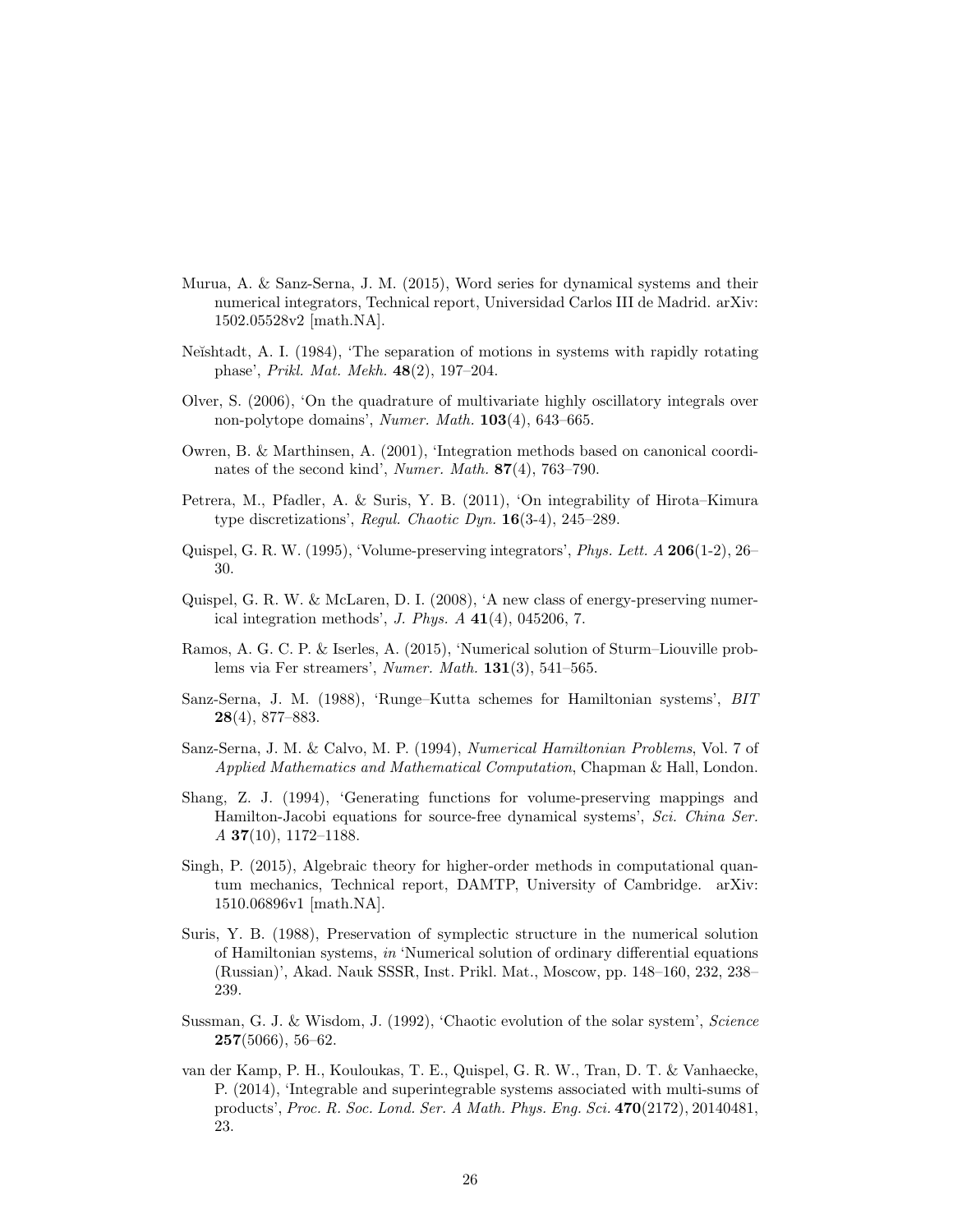Murua, A. & Sanz-Serna, J. M. (2015), Word series for dynamical systems and their numerical integrators, Technical report, Universidad Carlos III de Madrid. arXiv: 1502.05528v2 [math.NA].

Neĭshtadt, A. I. (1984), 'The separation of motions in systems with rapidly rotating phase', *Prikl. Mat. Mekh.* **48**(2), 197–204.

Olver, S. (2006), 'On the quadrature of multivariate highly oscillatory integrals over non-polytope domains', *Numer. Math.* **103**(4), 643–665.

Owren, B. & Marthinsen, A. (2001), 'Integration methods based on canonical coordinates of the second kind', *Numer. Math.* **87**(4), 763–790.

Petrera, M., Pfadler, A. & Suris, Y. B. (2011), 'On integrability of Hirota–Kimura type discretizations', *Regul. Chaotic Dyn.* **16**(3-4), 245–289.

Quispel, G. R. W. (1995), 'Volume-preserving integrators', *Phys. Lett. A* **206**(1-2), 26–30.

Quispel, G. R. W. & McLaren, D. I. (2008), 'A new class of energy-preserving numerical integration methods', *J. Phys. A* **41**(4), 045206, 7.

Ramos, A. G. C. P. & Iserles, A. (2015), 'Numerical solution of Sturm–Liouville problems via Fer streamers', *Numer. Math.* **131**(3), 541–565.

Sanz-Serna, J. M. (1988), 'Runge–Kutta schemes for Hamiltonian systems', *BIT* **28**(4), 877–883.

Sanz-Serna, J. M. & Calvo, M. P. (1994), *Numerical Hamiltonian Problems*, Vol. 7 of *Applied Mathematics and Mathematical Computation*, Chapman & Hall, London.

Shang, Z. J. (1994), 'Generating functions for volume-preserving mappings and Hamilton-Jacobi equations for source-free dynamical systems', *Sci. China Ser. A* **37**(10), 1172–1188.

Singh, P. (2015), Algebraic theory for higher-order methods in computational quantum mechanics, Technical report, DAMTP, University of Cambridge. arXiv: 1510.06896v1 [math.NA].

Suris, Y. B. (1988), Preservation of symplectic structure in the numerical solution of Hamiltonian systems, *in* 'Numerical solution of ordinary differential equations (Russian)', Akad. Nauk SSSR, Inst. Prikl. Mat., Moscow, pp. 148–160, 232, 238–239.

Sussman, G. J. & Wisdom, J. (1992), 'Chaotic evolution of the solar system', *Science* **257**(5066), 56–62.

van der Kamp, P. H., Kouloukas, T. E., Quispel, G. R. W., Tran, D. T. & Vanhaecke, P. (2014), 'Integrable and superintegrable systems associated with multi-sums of products', *Proc. R. Soc. Lond. Ser. A Math. Phys. Eng. Sci.* **470**(2172), 20140481, 23.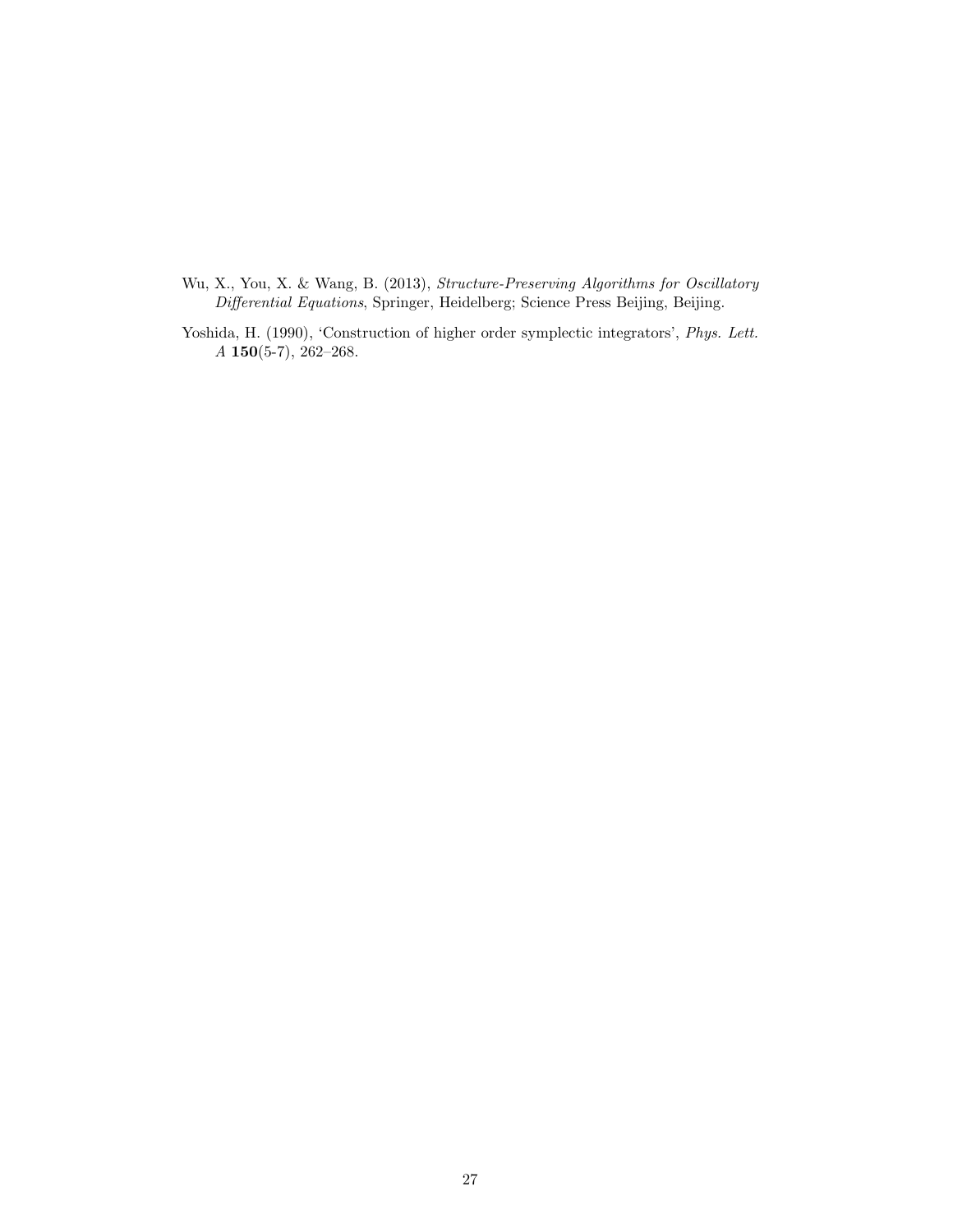Wu, X., You, X. & Wang, B. (2013), *Structure-Preserving Algorithms for Oscillatory Differential Equations*, Springer, Heidelberg; Science Press Beijing, Beijing.

Yoshida, H. (1990), 'Construction of higher order symplectic integrators', *Phys. Lett. A* **150**(5-7), 262–268.